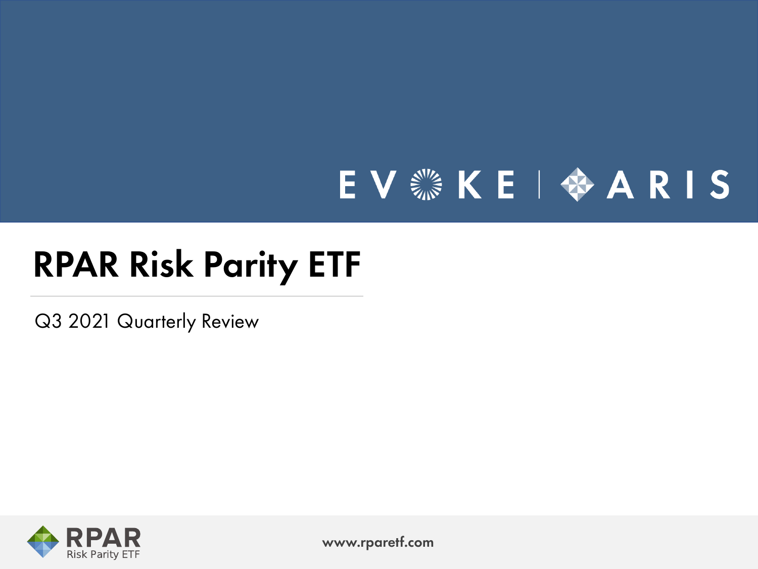EVOKE | ARIS

# RPAR Risk Parity ETF

Q3 2021 Quarterly Review

RPAR Risk Parity ETF

www.rparetf.com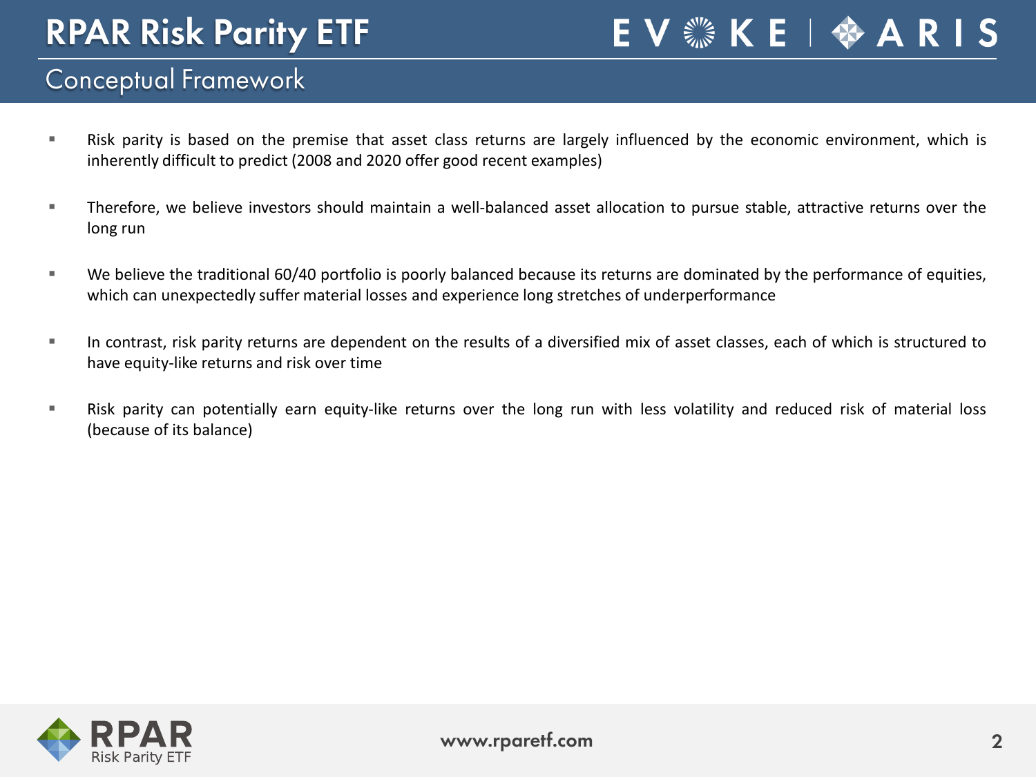# RPAR Risk Parity ETF

## Conceptual Framework

- Risk parity is based on the premise that asset class returns are largely influenced by the economic environment, which is inherently difficult to predict (2008 and 2020 offer good recent examples)
- Therefore, we believe investors should maintain a well-balanced asset allocation to pursue stable, attractive returns over the long run
- We believe the traditional 60/40 portfolio is poorly balanced because its returns are dominated by the performance of equities, which can unexpectedly suffer material losses and experience long stretches of underperformance
- In contrast, risk parity returns are dependent on the results of a diversified mix of asset classes, each of which is structured to have equity-like returns and risk over time
- Risk parity can potentially earn equity-like returns over the long run with less volatility and reduced risk of material loss (because of its balance)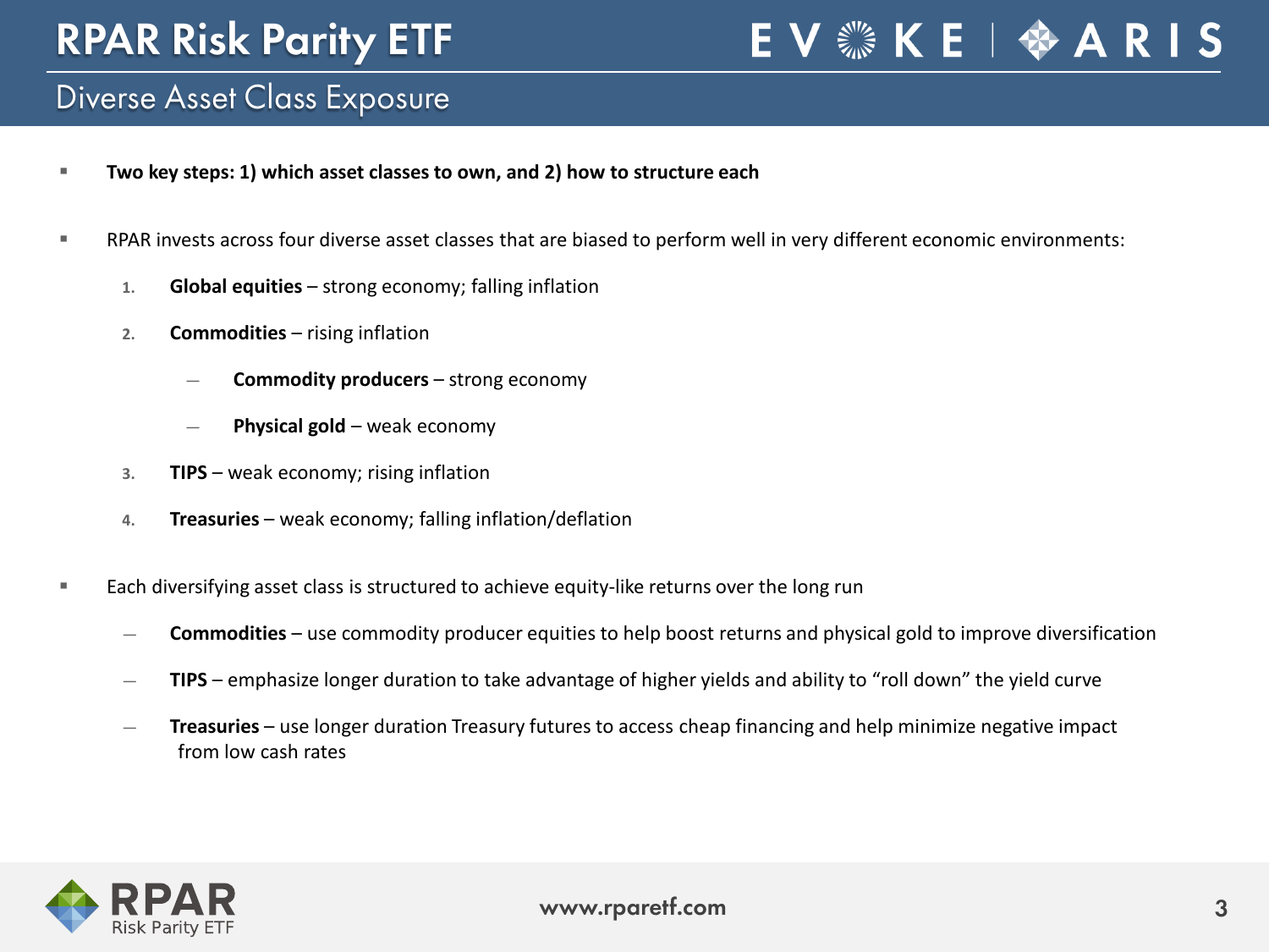# RPAR Risk Parity ETF

## Diverse Asset Class Exposure

- **Two key steps: 1) which asset classes to own, and 2) how to structure each**

- RPAR invests across four diverse asset classes that are biased to perform well in very different economic environments:
  1. **Global equities** – strong economy; falling inflation
  2. **Commodities** – rising inflation
     - **Commodity producers** – strong economy
     - **Physical gold** – weak economy
  3. **TIPS** – weak economy; rising inflation
  4. **Treasuries** – weak economy; falling inflation/deflation

- Each diversifying asset class is structured to achieve equity-like returns over the long run
  - **Commodities** – use commodity producer equities to help boost returns and physical gold to improve diversification
  - **TIPS** – emphasize longer duration to take advantage of higher yields and ability to "roll down" the yield curve
  - **Treasuries** – use longer duration Treasury futures to access cheap financing and help minimize negative impact from low cash rates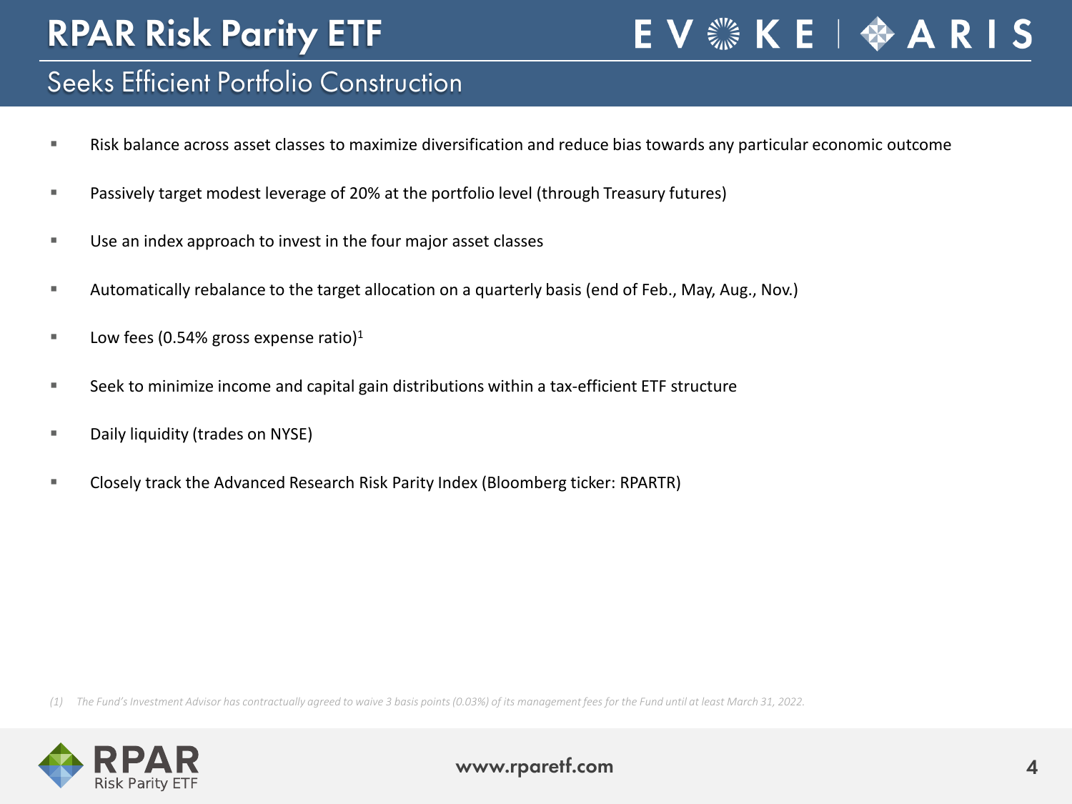# RPAR Risk Parity ETF

## Seeks Efficient Portfolio Construction

- Risk balance across asset classes to maximize diversification and reduce bias towards any particular economic outcome
- Passively target modest leverage of 20% at the portfolio level (through Treasury futures)
- Use an index approach to invest in the four major asset classes
- Automatically rebalance to the target allocation on a quarterly basis (end of Feb., May, Aug., Nov.)
- Low fees (0.54% gross expense ratio)[1]
- Seek to minimize income and capital gain distributions within a tax-efficient ETF structure
- Daily liquidity (trades on NYSE)
- Closely track the Advanced Research Risk Parity Index (Bloomberg ticker: RPARTR)

*(1) The Fund's Investment Advisor has contractually agreed to waive 3 basis points (0.03%) of its management fees for the Fund until at least March 31, 2022.*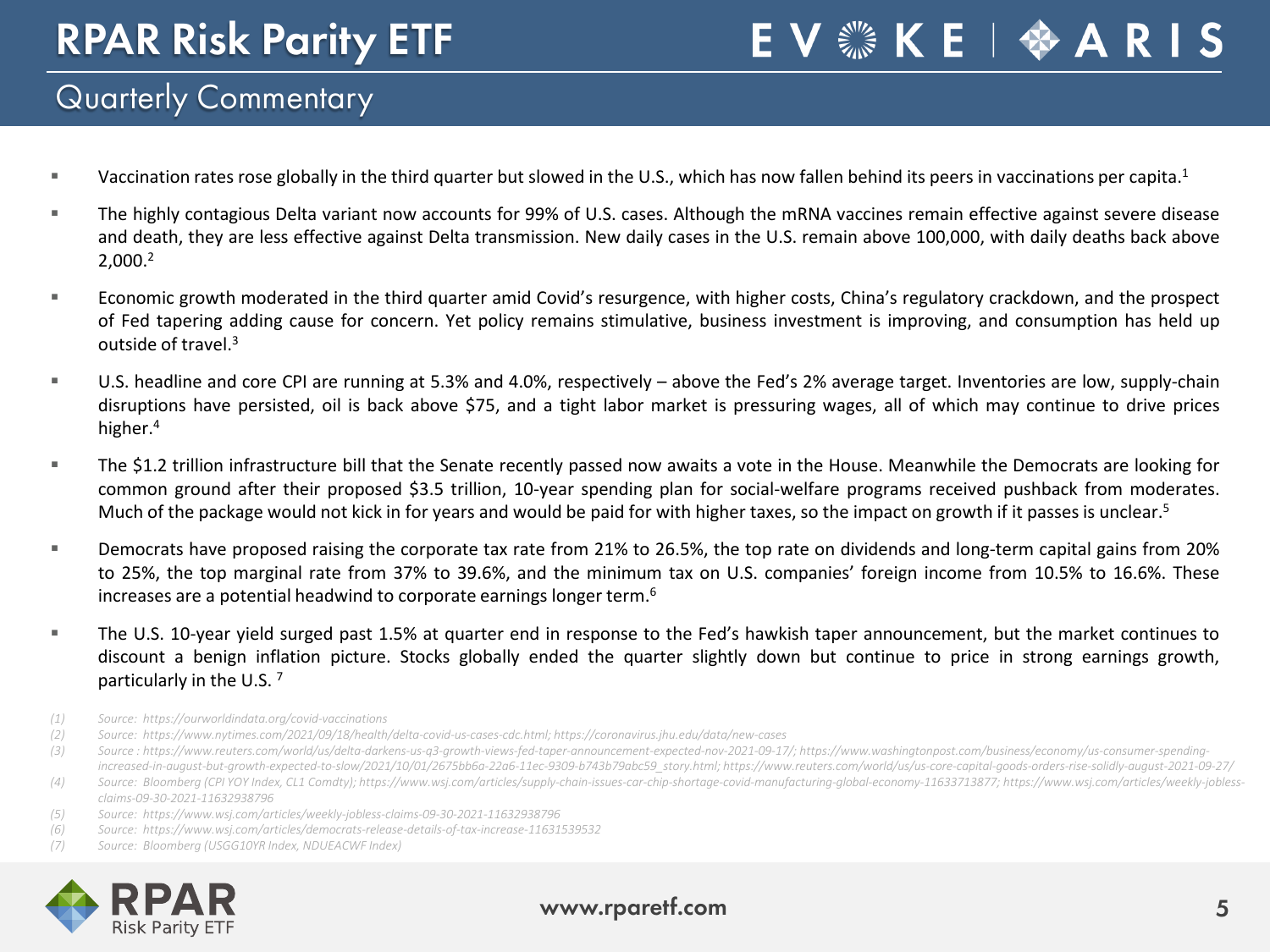# RPAR Risk Parity ETF

## Quarterly Commentary

- Vaccination rates rose globally in the third quarter but slowed in the U.S., which has now fallen behind its peers in vaccinations per capita.[1]
- The highly contagious Delta variant now accounts for 99% of U.S. cases. Although the mRNA vaccines remain effective against severe disease and death, they are less effective against Delta transmission. New daily cases in the U.S. remain above 100,000, with daily deaths back above 2,000.[2]
- Economic growth moderated in the third quarter amid Covid's resurgence, with higher costs, China's regulatory crackdown, and the prospect of Fed tapering adding cause for concern. Yet policy remains stimulative, business investment is improving, and consumption has held up outside of travel.[3]
- U.S. headline and core CPI are running at 5.3% and 4.0%, respectively – above the Fed's 2% average target. Inventories are low, supply-chain disruptions have persisted, oil is back above $75, and a tight labor market is pressuring wages, all of which may continue to drive prices higher.[4]
- The $1.2 trillion infrastructure bill that the Senate recently passed now awaits a vote in the House. Meanwhile the Democrats are looking for common ground after their proposed $3.5 trillion, 10-year spending plan for social-welfare programs received pushback from moderates. Much of the package would not kick in for years and would be paid for with higher taxes, so the impact on growth if it passes is unclear.[5]
- Democrats have proposed raising the corporate tax rate from 21% to 26.5%, the top rate on dividends and long-term capital gains from 20% to 25%, the top marginal rate from 37% to 39.6%, and the minimum tax on U.S. companies' foreign income from 10.5% to 16.6%. These increases are a potential headwind to corporate earnings longer term.[6]
- The U.S. 10-year yield surged past 1.5% at quarter end in response to the Fed's hawkish taper announcement, but the market continues to discount a benign inflation picture. Stocks globally ended the quarter slightly down but continue to price in strong earnings growth, particularly in the U.S. [7]

*(1) Source: https://ourworldindata.org/covid-vaccinations*

*(2) Source: https://www.nytimes.com/2021/09/18/health/delta-covid-us-cases-cdc.html; https://coronavirus.jhu.edu/data/new-cases*

*(3) Source : https://www.reuters.com/world/us/delta-darkens-us-q3-growth-views-fed-taper-announcement-expected-nov-2021-09-17/; https://www.washingtonpost.com/business/economy/us-consumer-spending-increased-in-august-but-growth-expected-to-slow/2021/10/01/2675bb6a-22a6-11ec-9309-b743b79abc59_story.html; https://www.reuters.com/world/us/us-core-capital-goods-orders-rise-solidly-august-2021-09-27/*

*(4) Source: Bloomberg (CPI YOY Index, CL1 Comdty); https://www.wsj.com/articles/supply-chain-issues-car-chip-shortage-covid-manufacturing-global-economy-11633713877; https://www.wsj.com/articles/weekly-jobless-claims-09-30-2021-11632938796*

*(5) Source: https://www.wsj.com/articles/weekly-jobless-claims-09-30-2021-11632938796*

*(6) Source: https://www.wsj.com/articles/democrats-release-details-of-tax-increase-11631539532*

*(7) Source: Bloomberg (USGG10YR Index, NDUEACWF Index)*

www.rparetf.com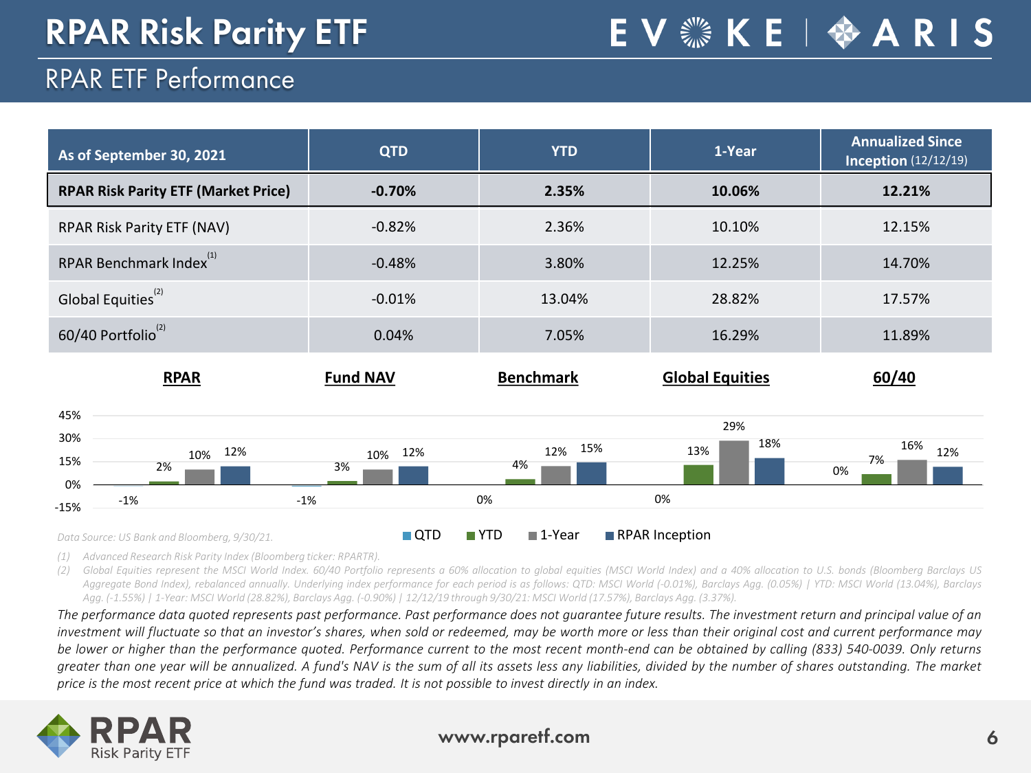# RPAR Risk Parity ETF

## RPAR ETF Performance

| As of September 30, 2021 | QTD | YTD | 1-Year | Annualized Since Inception (12/12/19) |
|---|---|---|---|---|
| **RPAR Risk Parity ETF (Market Price)** | **-0.70%** | **2.35%** | **10.06%** | **12.21%** |
| RPAR Risk Parity ETF (NAV) | -0.82% | 2.36% | 10.10% | 12.15% |
| RPAR Benchmark Index[(1)] | -0.48% | 3.80% | 12.25% | 14.70% |
| Global Equities[(2)] | -0.01% | 13.04% | 28.82% | 17.57% |
| 60/40 Portfolio[(2)] | 0.04% | 7.05% | 16.29% | 11.89% |

| | QTD | YTD | 1-Year | RPAR Inception |
|---|---|---|---|---|
| **RPAR** | -1% | 2% | 10% | 12% |
| **Fund NAV** | -1% | 3% | 10% | 12% |
| **Benchmark** | 0% | 4% | 12% | 15% |
| **Global Equities** | 0% | 13% | 29% | 18% |
| **60/40** | 0% | 7% | 16% | 12% |

*Data Source: US Bank and Bloomberg, 9/30/21.*

*(1) Advanced Research Risk Parity Index (Bloomberg ticker: RPARTR).*

*(2) Global Equities represent the MSCI World Index. 60/40 Portfolio represents a 60% allocation to global equities (MSCI World Index) and a 40% allocation to U.S. bonds (Bloomberg Barclays US Aggregate Bond Index), rebalanced annually. Underlying index performance for each period is as follows: QTD: MSCI World (-0.01%), Barclays Agg. (0.05%) | YTD: MSCI World (13.04%), Barclays Agg. (-1.55%) | 1-Year: MSCI World (28.82%), Barclays Agg. (-0.90%) | 12/12/19 through 9/30/21: MSCI World (17.57%), Barclays Agg. (3.37%).*

*The performance data quoted represents past performance. Past performance does not guarantee future results. The investment return and principal value of an investment will fluctuate so that an investor's shares, when sold or redeemed, may be worth more or less than their original cost and current performance may be lower or higher than the performance quoted. Performance current to the most recent month-end can be obtained by calling (833) 540-0039. Only returns greater than one year will be annualized. A fund's NAV is the sum of all its assets less any liabilities, divided by the number of shares outstanding. The market price is the most recent price at which the fund was traded. It is not possible to invest directly in an index.*

www.rparetf.com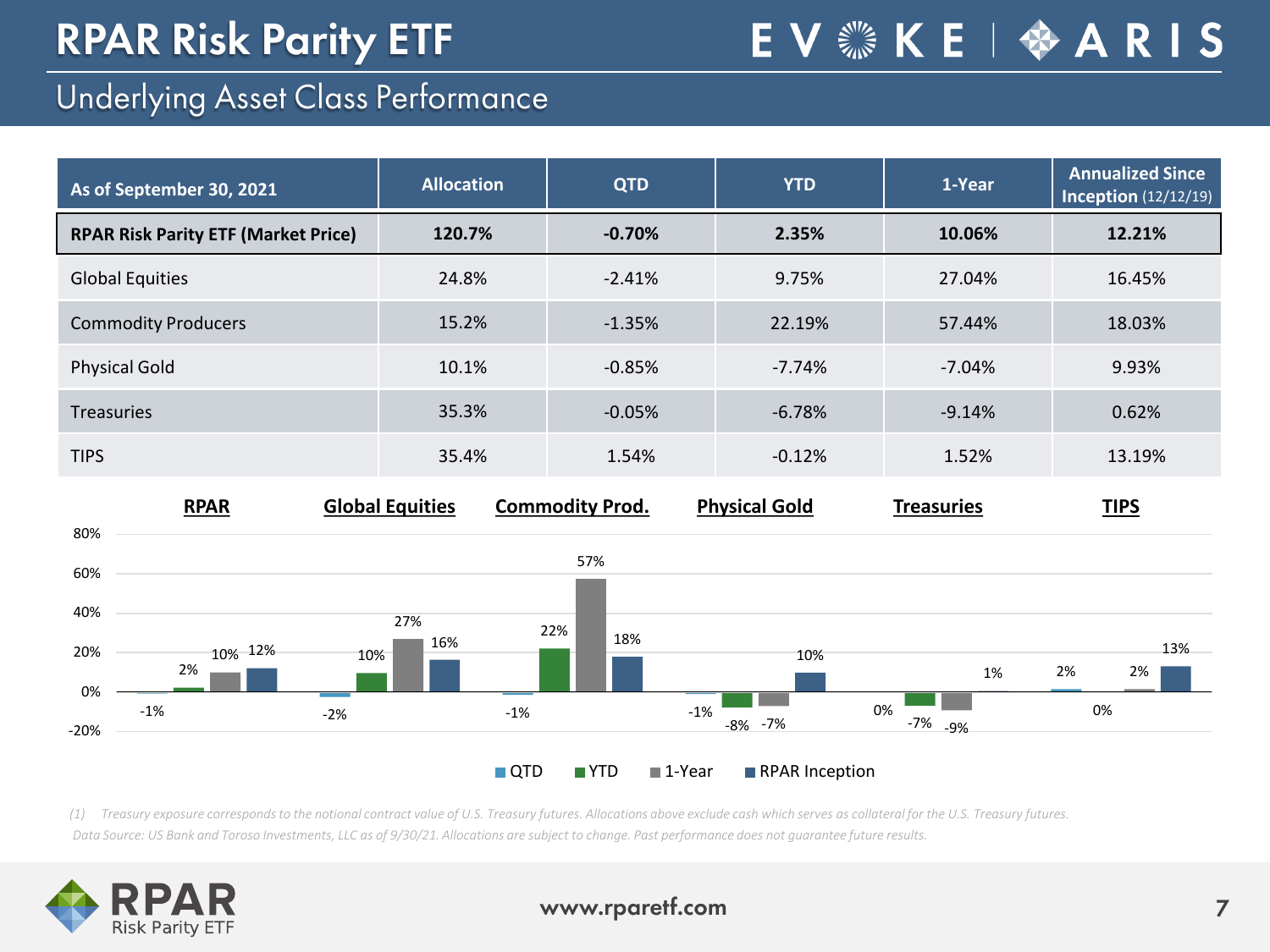# RPAR Risk Parity ETF

## Underlying Asset Class Performance

| As of September 30, 2021 | Allocation | QTD | YTD | 1-Year | Annualized Since Inception (12/12/19) |
|---|---|---|---|---|---|
| **RPAR Risk Parity ETF (Market Price)** | **120.7%** | **-0.70%** | **2.35%** | **10.06%** | **12.21%** |
| Global Equities | 24.8% | -2.41% | 9.75% | 27.04% | 16.45% |
| Commodity Producers | 15.2% | -1.35% | 22.19% | 57.44% | 18.03% |
| Physical Gold | 10.1% | -0.85% | -7.74% | -7.04% | 9.93% |
| Treasuries | 35.3% | -0.05% | -6.78% | -9.14% | 0.62% |
| TIPS | 35.4% | 1.54% | -0.12% | 1.52% | 13.19% |

| | QTD | YTD | 1-Year | RPAR Inception |
|---|---|---|---|---|
| **RPAR** | -1% | 2% | 10% | 12% |
| **Global Equities** | -2% | 10% | 27% | 16% |
| **Commodity Prod.** | -1% | 22% | 57% | 18% |
| **Physical Gold** | -1% | -8% | -7% | 10% |
| **Treasuries** | 0% | -7% | -9% | 1% |
| **TIPS** | 2% | 0% | 2% | 13% |

*(1) Treasury exposure corresponds to the notional contract value of U.S. Treasury futures. Allocations above exclude cash which serves as collateral for the U.S. Treasury futures.*
*Data Source: US Bank and Toroso Investments, LLC as of 9/30/21. Allocations are subject to change. Past performance does not guarantee future results.*

www.rparetf.com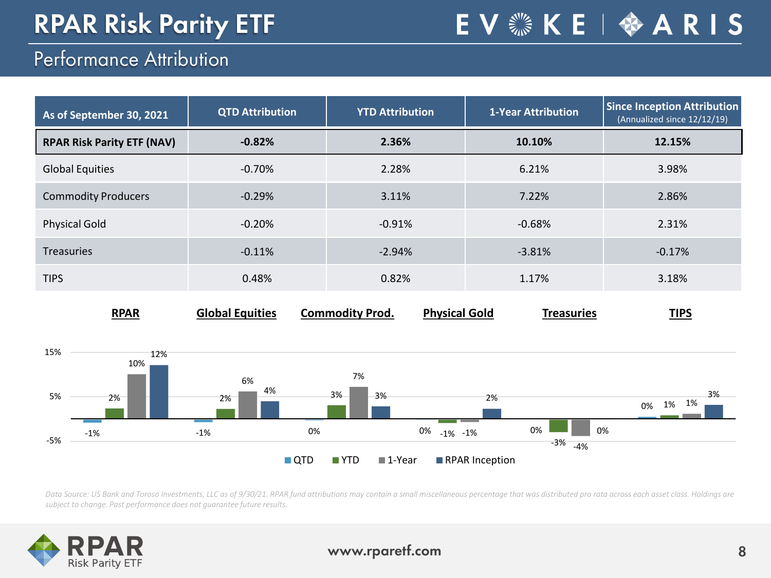# RPAR Risk Parity ETF

## Performance Attribution

| As of September 30, 2021 | QTD Attribution | YTD Attribution | 1-Year Attribution | Since Inception Attribution (Annualized since 12/12/19) |
|---|---|---|---|---|
| **RPAR Risk Parity ETF (NAV)** | **-0.82%** | **2.36%** | **10.10%** | **12.15%** |
| Global Equities | -0.70% | 2.28% | 6.21% | 3.98% |
| Commodity Producers | -0.29% | 3.11% | 7.22% | 2.86% |
| Physical Gold | -0.20% | -0.91% | -0.68% | 2.31% |
| Treasuries | -0.11% | -2.94% | -3.81% | -0.17% |
| TIPS | 0.48% | 0.82% | 1.17% | 3.18% |

| | QTD | YTD | 1-Year | RPAR Inception |
|---|---|---|---|---|
| RPAR | -1% | 2% | 10% | 12% |
| Global Equities | -1% | 2% | 6% | 4% |
| Commodity Prod. | 0% | 3% | 7% | 3% |
| Physical Gold | 0% | -1% | -1% | 2% |
| Treasuries | 0% | -3% | -4% | 0% |
| TIPS | 0% | 1% | 1% | 3% |

*Data Source: US Bank and Toroso Investments, LLC as of 9/30/21. RPAR fund attributions may contain a small miscellaneous percentage that was distributed pro rata across each asset class. Holdings are subject to change. Past performance does not guarantee future results.*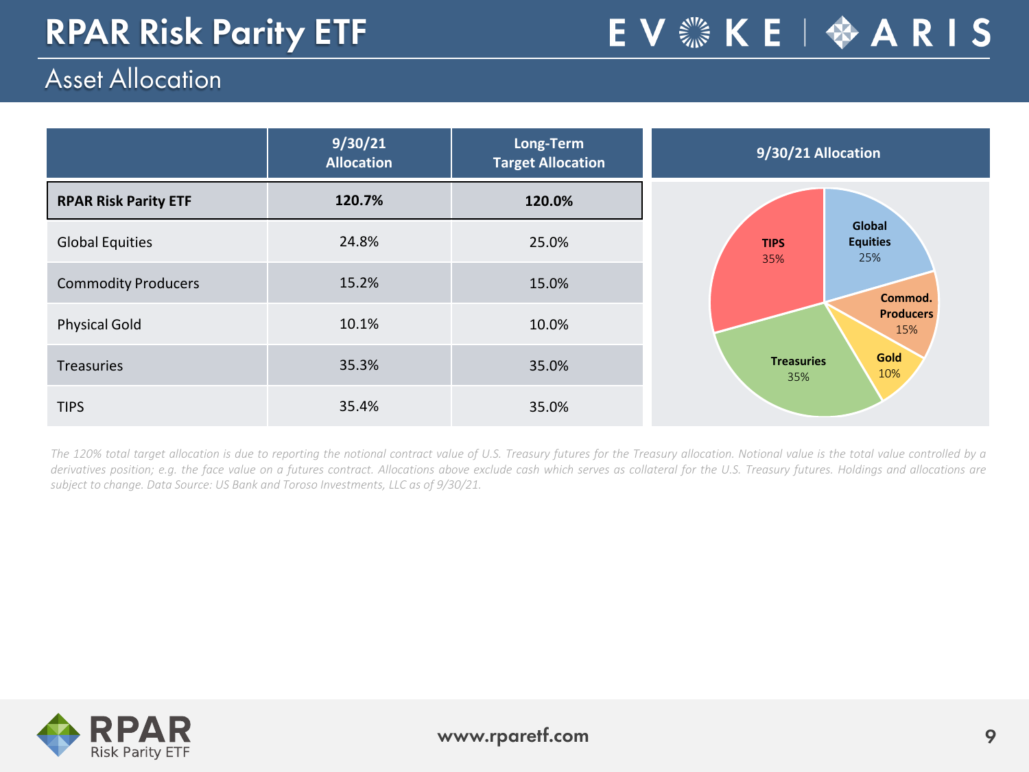# RPAR Risk Parity ETF

## Asset Allocation

| | 9/30/21 Allocation | Long-Term Target Allocation |
|---|---|---|
| **RPAR Risk Parity ETF** | **120.7%** | **120.0%** |
| Global Equities | 24.8% | 25.0% |
| Commodity Producers | 15.2% | 15.0% |
| Physical Gold | 10.1% | 10.0% |
| Treasuries | 35.3% | 35.0% |
| TIPS | 35.4% | 35.0% |

**9/30/21 Allocation**

| Asset | Allocation |
|---|---|
| Global Equities | 25% |
| Commod. Producers | 15% |
| Gold | 10% |
| Treasuries | 35% |
| TIPS | 35% |

*The 120% total target allocation is due to reporting the notional contract value of U.S. Treasury futures for the Treasury allocation. Notional value is the total value controlled by a derivatives position; e.g. the face value on a futures contract. Allocations above exclude cash which serves as collateral for the U.S. Treasury futures. Holdings and allocations are subject to change. Data Source: US Bank and Toroso Investments, LLC as of 9/30/21.*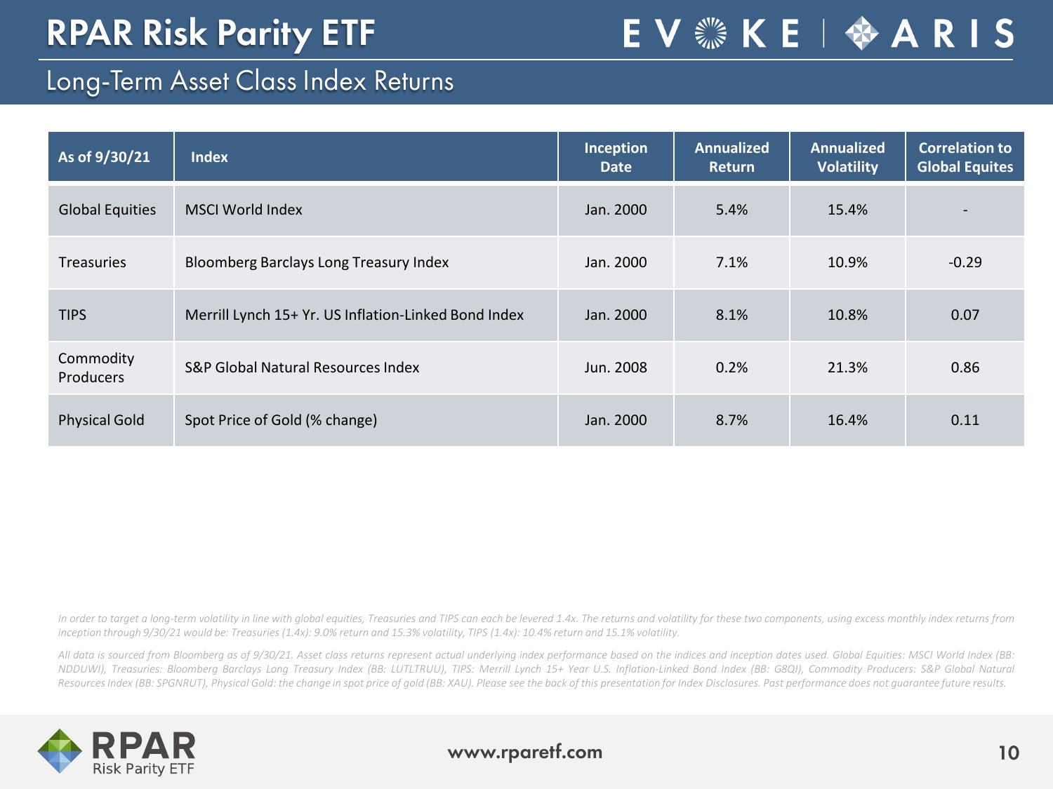# RPAR Risk Parity ETF

## Long-Term Asset Class Index Returns

| As of 9/30/21 | Index | Inception Date | Annualized Return | Annualized Volatility | Correlation to Global Equites |
|---|---|---|---|---|---|
| Global Equities | MSCI World Index | Jan. 2000 | 5.4% | 15.4% | - |
| Treasuries | Bloomberg Barclays Long Treasury Index | Jan. 2000 | 7.1% | 10.9% | -0.29 |
| TIPS | Merrill Lynch 15+ Yr. US Inflation-Linked Bond Index | Jan. 2000 | 8.1% | 10.8% | 0.07 |
| Commodity Producers | S&P Global Natural Resources Index | Jun. 2008 | 0.2% | 21.3% | 0.86 |
| Physical Gold | Spot Price of Gold (% change) | Jan. 2000 | 8.7% | 16.4% | 0.11 |

*In order to target a long-term volatility in line with global equities, Treasuries and TIPS can each be levered 1.4x. The returns and volatility for these two components, using excess monthly index returns from inception through 9/30/21 would be: Treasuries (1.4x): 9.0% return and 15.3% volatility, TIPS (1.4x): 10.4% return and 15.1% volatility.*

*All data is sourced from Bloomberg as of 9/30/21. Asset class returns represent actual underlying index performance based on the indices and inception dates used. Global Equities: MSCI World Index (BB: NDDUWI), Treasuries: Bloomberg Barclays Long Treasury Index (BB: LUTLTRUU), TIPS: Merrill Lynch 15+ Year U.S. Inflation-Linked Bond Index (BB: G8QI), Commodity Producers: S&P Global Natural Resources Index (BB: SPGNRUT), Physical Gold: the change in spot price of gold (BB: XAU). Please see the back of this presentation for Index Disclosures. Past performance does not guarantee future results.*

www.rparetf.com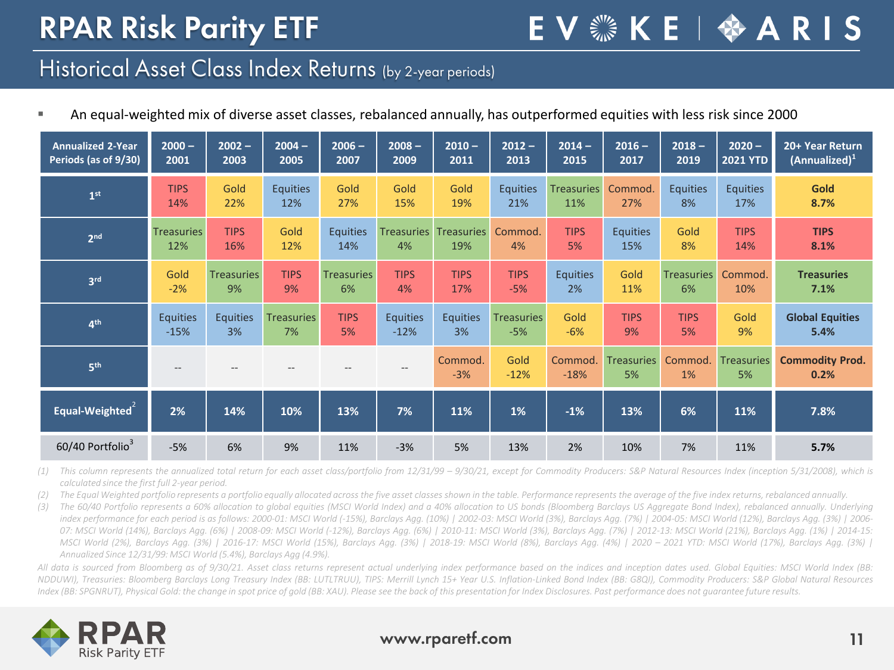# RPAR Risk Parity ETF

## Historical Asset Class Index Returns (by 2-year periods)

- An equal-weighted mix of diverse asset classes, rebalanced annually, has outperformed equities with less risk since 2000

| Annualized 2-Year Periods (as of 9/30) | 2000 – 2001 | 2002 – 2003 | 2004 – 2005 | 2006 – 2007 | 2008 – 2009 | 2010 – 2011 | 2012 – 2013 | 2014 – 2015 | 2016 – 2017 | 2018 – 2019 | 2020 – 2021 YTD | 20+ Year Return (Annualized)[1] |
|---|---|---|---|---|---|---|---|---|---|---|---|---|
| 1st | TIPS 14% | Gold 22% | Equities 12% | Gold 27% | Gold 15% | Gold 19% | Equities 21% | Treasuries 11% | Commod. 27% | Equities 8% | Equities 17% | **Gold 8.7%** |
| 2nd | Treasuries 12% | TIPS 16% | Gold 12% | Equities 14% | Treasuries 4% | Treasuries 19% | Commod. 4% | TIPS 5% | Equities 15% | Gold 8% | TIPS 14% | **TIPS 8.1%** |
| 3rd | Gold -2% | Treasuries 9% | TIPS 9% | Treasuries 6% | TIPS 4% | TIPS 17% | TIPS -5% | Equities 2% | Gold 11% | Treasuries 6% | Commod. 10% | **Treasuries 7.1%** |
| 4th | Equities -15% | Equities 3% | Treasuries 7% | TIPS 5% | Equities -12% | Equities 3% | Treasuries -5% | Gold -6% | TIPS 9% | TIPS 5% | Gold 9% | **Global Equities 5.4%** |
| 5th | -- | -- | -- | -- | -- | Commod. -3% | Gold -12% | Commod. -18% | Treasuries 5% | Commod. 1% | Treasuries 5% | **Commodity Prod. 0.2%** |
| **Equal-Weighted[2]** | **2%** | **14%** | **10%** | **13%** | **7%** | **11%** | **1%** | **-1%** | **13%** | **6%** | **11%** | **7.8%** |
| 60/40 Portfolio[3] | -5% | 6% | 9% | 11% | -3% | 5% | 13% | 2% | 10% | 7% | 11% | **5.7%** |

*(1) This column represents the annualized total return for each asset class/portfolio from 12/31/99 – 9/30/21, except for Commodity Producers: S&P Natural Resources Index (inception 5/31/2008), which is calculated since the first full 2-year period.*

*(2) The Equal Weighted portfolio represents a portfolio equally allocated across the five asset classes shown in the table. Performance represents the average of the five index returns, rebalanced annually.*

*(3) The 60/40 Portfolio represents a 60% allocation to global equities (MSCI World Index) and a 40% allocation to US bonds (Bloomberg Barclays US Aggregate Bond Index), rebalanced annually. Underlying index performance for each period is as follows: 2000-01: MSCI World (-15%), Barclays Agg. (10%) | 2002-03: MSCI World (3%), Barclays Agg. (7%) | 2004-05: MSCI World (12%), Barclays Agg. (3%) | 2006-07: MSCI World (14%), Barclays Agg. (6%) | 2008-09: MSCI World (-12%), Barclays Agg. (6%) | 2010-11: MSCI World (3%), Barclays Agg. (7%) | 2012-13: MSCI World (21%), Barclays Agg. (1%) | 2014-15: MSCI World (2%), Barclays Agg. (3%) | 2016-17: MSCI World (15%), Barclays Agg. (3%) | 2018-19: MSCI World (8%), Barclays Agg. (4%) | 2020 – 2021 YTD: MSCI World (17%), Barclays Agg. (3%) | Annualized Since 12/31/99: MSCI World (5.4%), Barclays Agg (4.9%).*

*All data is sourced from Bloomberg as of 9/30/21. Asset class returns represent actual underlying index performance based on the indices and inception dates used. Global Equities: MSCI World Index (BB: NDDUWI), Treasuries: Bloomberg Barclays Long Treasury Index (BB: LUTLTRUU), TIPS: Merrill Lynch 15+ Year U.S. Inflation-Linked Bond Index (BB: G8QI), Commodity Producers: S&P Global Natural Resources Index (BB: SPGNRUT), Physical Gold: the change in spot price of gold (BB: XAU). Please see the back of this presentation for Index Disclosures. Past performance does not guarantee future results.*

www.rparetf.com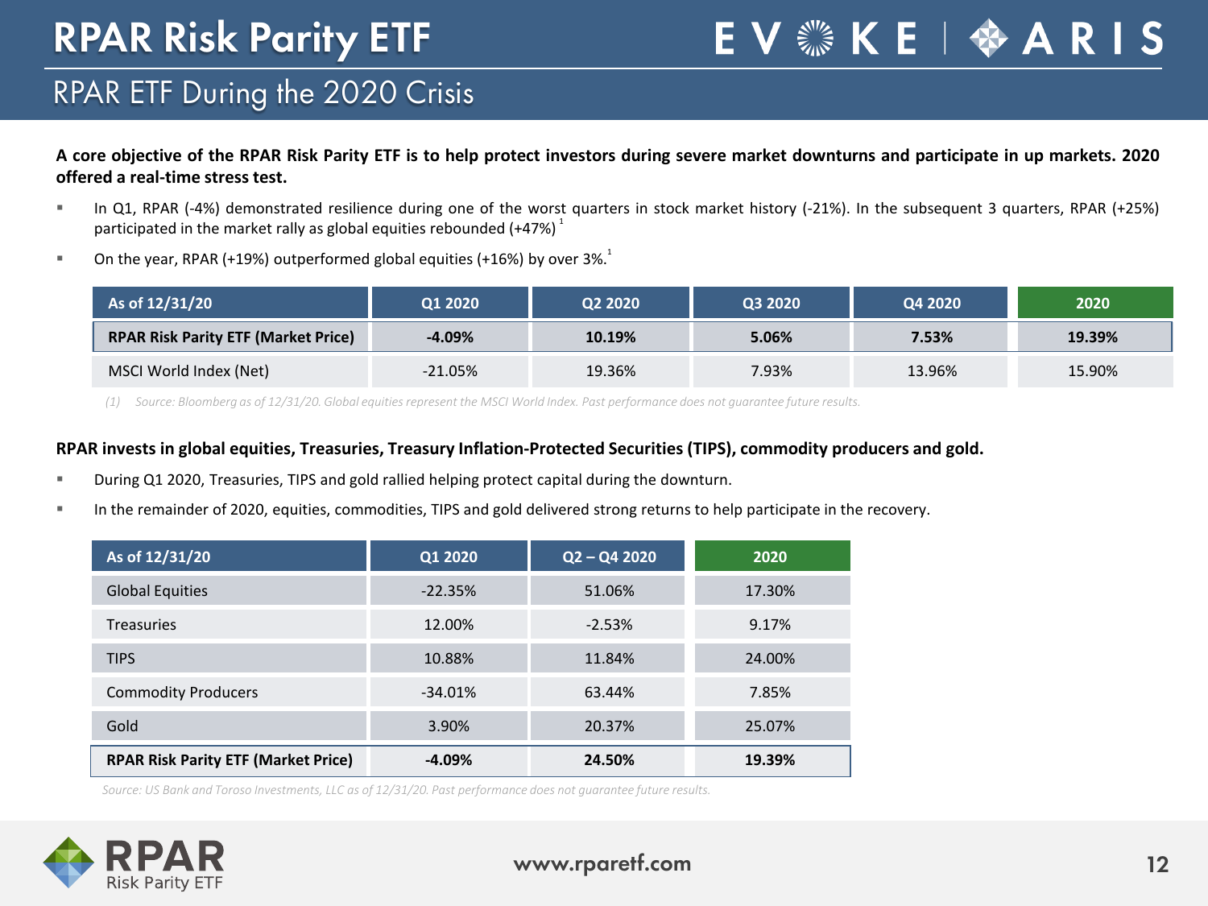# RPAR Risk Parity ETF

## RPAR ETF During the 2020 Crisis

**A core objective of the RPAR Risk Parity ETF is to help protect investors during severe market downturns and participate in up markets. 2020 offered a real-time stress test.**

- In Q1, RPAR (-4%) demonstrated resilience during one of the worst quarters in stock market history (-21%). In the subsequent 3 quarters, RPAR (+25%) participated in the market rally as global equities rebounded (+47%)[1]
- On the year, RPAR (+19%) outperformed global equities (+16%) by over 3%.[1]

| As of 12/31/20 | Q1 2020 | Q2 2020 | Q3 2020 | Q4 2020 | 2020 |
|---|---|---|---|---|---|
| **RPAR Risk Parity ETF (Market Price)** | **-4.09%** | **10.19%** | **5.06%** | **7.53%** | **19.39%** |
| MSCI World Index (Net) | -21.05% | 19.36% | 7.93% | 13.96% | 15.90% |

*(1) Source: Bloomberg as of 12/31/20. Global equities represent the MSCI World Index. Past performance does not guarantee future results.*

**RPAR invests in global equities, Treasuries, Treasury Inflation-Protected Securities (TIPS), commodity producers and gold.**

- During Q1 2020, Treasuries, TIPS and gold rallied helping protect capital during the downturn.
- In the remainder of 2020, equities, commodities, TIPS and gold delivered strong returns to help participate in the recovery.

| As of 12/31/20 | Q1 2020 | Q2 – Q4 2020 | 2020 |
|---|---|---|---|
| Global Equities | -22.35% | 51.06% | 17.30% |
| Treasuries | 12.00% | -2.53% | 9.17% |
| TIPS | 10.88% | 11.84% | 24.00% |
| Commodity Producers | -34.01% | 63.44% | 7.85% |
| Gold | 3.90% | 20.37% | 25.07% |
| **RPAR Risk Parity ETF (Market Price)** | **-4.09%** | **24.50%** | **19.39%** |

*Source: US Bank and Toroso Investments, LLC as of 12/31/20. Past performance does not guarantee future results.*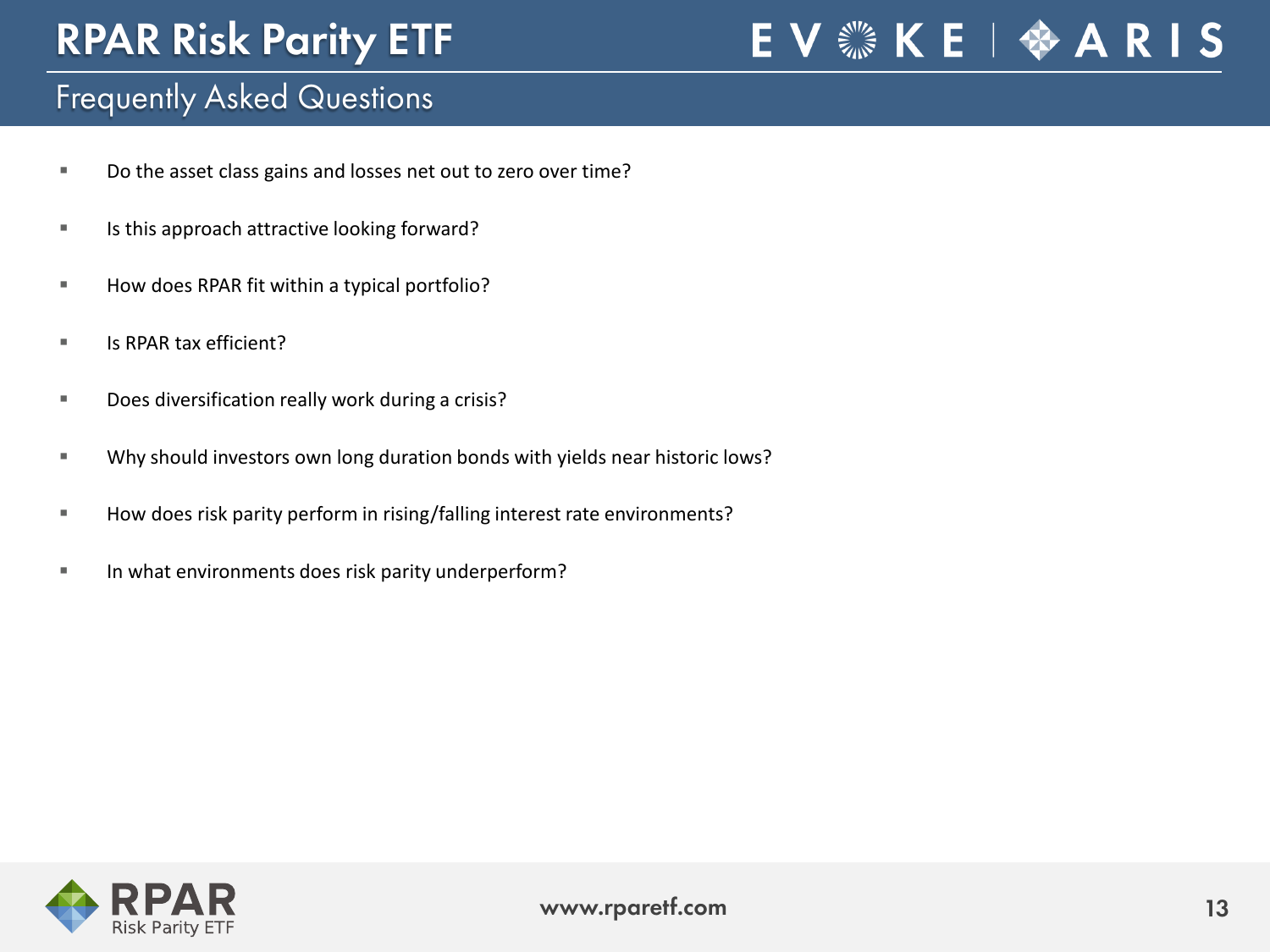# RPAR Risk Parity ETF

## Frequently Asked Questions

- Do the asset class gains and losses net out to zero over time?
- Is this approach attractive looking forward?
- How does RPAR fit within a typical portfolio?
- Is RPAR tax efficient?
- Does diversification really work during a crisis?
- Why should investors own long duration bonds with yields near historic lows?
- How does risk parity perform in rising/falling interest rate environments?
- In what environments does risk parity underperform?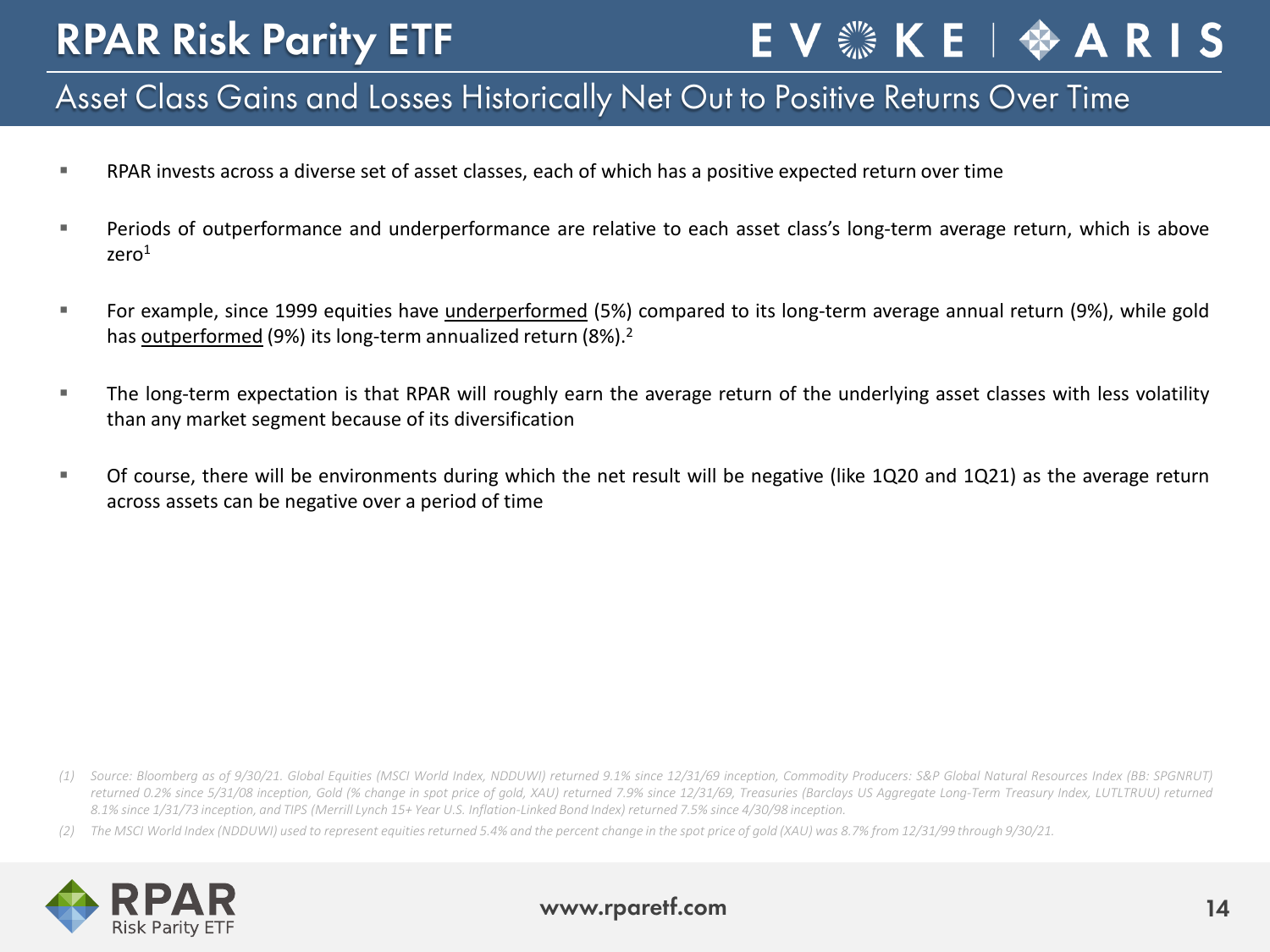# RPAR Risk Parity ETF

## Asset Class Gains and Losses Historically Net Out to Positive Returns Over Time

- RPAR invests across a diverse set of asset classes, each of which has a positive expected return over time
- Periods of outperformance and underperformance are relative to each asset class's long-term average return, which is above zero[1]
- For example, since 1999 equities have underperformed (5%) compared to its long-term average annual return (9%), while gold has outperformed (9%) its long-term annualized return (8%).[2]
- The long-term expectation is that RPAR will roughly earn the average return of the underlying asset classes with less volatility than any market segment because of its diversification
- Of course, there will be environments during which the net result will be negative (like 1Q20 and 1Q21) as the average return across assets can be negative over a period of time

*(1) Source: Bloomberg as of 9/30/21. Global Equities (MSCI World Index, NDDUWI) returned 9.1% since 12/31/69 inception, Commodity Producers: S&P Global Natural Resources Index (BB: SPGNRUT) returned 0.2% since 5/31/08 inception, Gold (% change in spot price of gold, XAU) returned 7.9% since 12/31/69, Treasuries (Barclays US Aggregate Long-Term Treasury Index, LUTLTRUU) returned 8.1% since 1/31/73 inception, and TIPS (Merrill Lynch 15+ Year U.S. Inflation-Linked Bond Index) returned 7.5% since 4/30/98 inception.*

*(2) The MSCI World Index (NDDUWI) used to represent equities returned 5.4% and the percent change in the spot price of gold (XAU) was 8.7% from 12/31/99 through 9/30/21.*

www.rparetf.com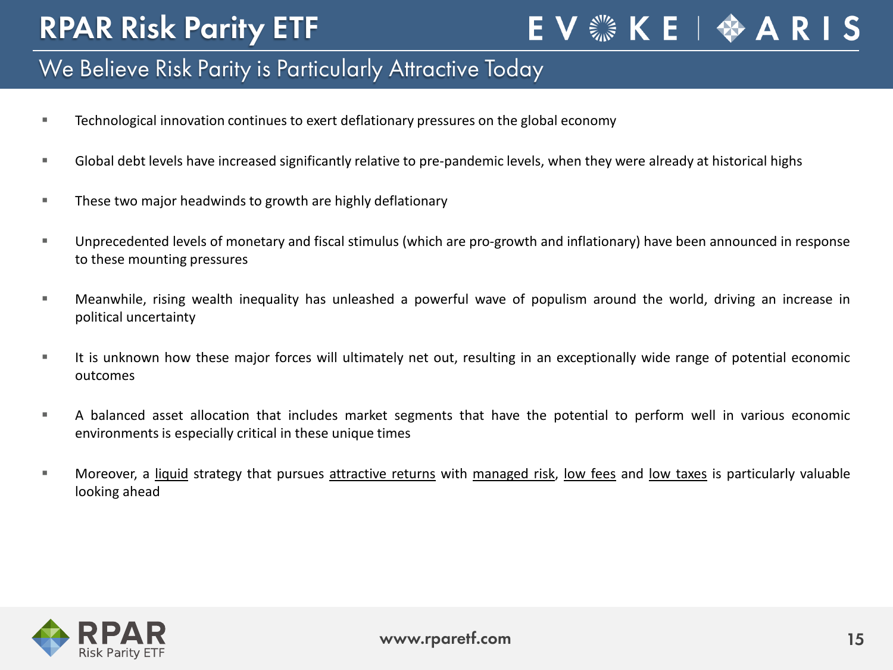# RPAR Risk Parity ETF

## We Believe Risk Parity is Particularly Attractive Today

- Technological innovation continues to exert deflationary pressures on the global economy
- Global debt levels have increased significantly relative to pre-pandemic levels, when they were already at historical highs
- These two major headwinds to growth are highly deflationary
- Unprecedented levels of monetary and fiscal stimulus (which are pro-growth and inflationary) have been announced in response to these mounting pressures
- Meanwhile, rising wealth inequality has unleashed a powerful wave of populism around the world, driving an increase in political uncertainty
- It is unknown how these major forces will ultimately net out, resulting in an exceptionally wide range of potential economic outcomes
- A balanced asset allocation that includes market segments that have the potential to perform well in various economic environments is especially critical in these unique times
- Moreover, a <u>liquid</u> strategy that pursues <u>attractive returns</u> with <u>managed risk</u>, <u>low fees</u> and <u>low taxes</u> is particularly valuable looking ahead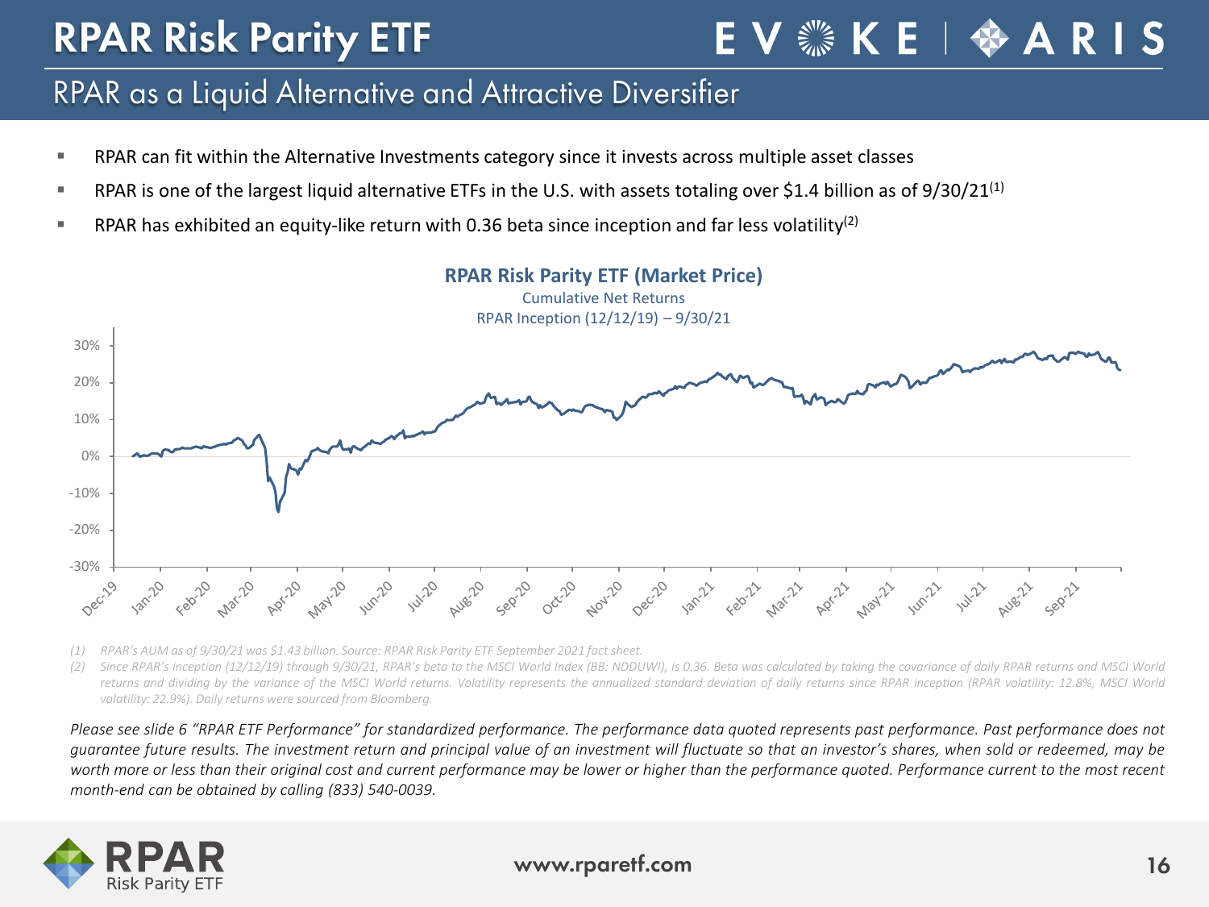# RPAR Risk Parity ETF

## RPAR as a Liquid Alternative and Attractive Diversifier

- RPAR can fit within the Alternative Investments category since it invests across multiple asset classes
- RPAR is one of the largest liquid alternative ETFs in the U.S. with assets totaling over $1.4 billion as of 9/30/21[1]
- RPAR has exhibited an equity-like return with 0.36 beta since inception and far less volatility[2]

**RPAR Risk Parity ETF (Market Price)**
Cumulative Net Returns
RPAR Inception (12/12/19) – 9/30/21

*(1) RPAR's AUM as of 9/30/21 was $1.43 billion. Source: RPAR Risk Parity ETF September 2021 fact sheet.*

*(2) Since RPAR's inception (12/12/19) through 9/30/21, RPAR's beta to the MSCI World Index (BB: NDDUWI), is 0.36. Beta was calculated by taking the covariance of daily RPAR returns and MSCI World returns and dividing by the variance of the MSCI World returns. Volatility represents the annualized standard deviation of daily returns since RPAR inception (RPAR volatility: 12.8%, MSCI World volatility: 22.9%). Daily returns were sourced from Bloomberg.*

*Please see slide 6 "RPAR ETF Performance" for standardized performance. The performance data quoted represents past performance. Past performance does not guarantee future results. The investment return and principal value of an investment will fluctuate so that an investor's shares, when sold or redeemed, may be worth more or less than their original cost and current performance may be lower or higher than the performance quoted. Performance current to the most recent month-end can be obtained by calling (833) 540-0039.*

www.rparetf.com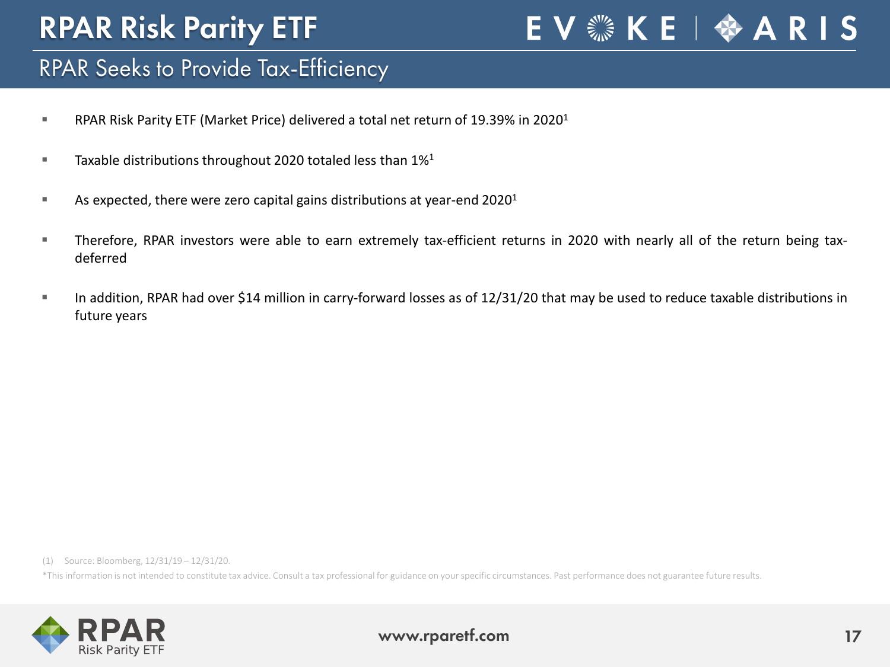# RPAR Risk Parity ETF

## RPAR Seeks to Provide Tax-Efficiency

- RPAR Risk Parity ETF (Market Price) delivered a total net return of 19.39% in 2020[1]
- Taxable distributions throughout 2020 totaled less than 1%[1]
- As expected, there were zero capital gains distributions at year-end 2020[1]
- Therefore, RPAR investors were able to earn extremely tax-efficient returns in 2020 with nearly all of the return being tax-deferred
- In addition, RPAR had over $14 million in carry-forward losses as of 12/31/20 that may be used to reduce taxable distributions in future years

(1) Source: Bloomberg, 12/31/19 – 12/31/20.

*This information is not intended to constitute tax advice. Consult a tax professional for guidance on your specific circumstances. Past performance does not guarantee future results.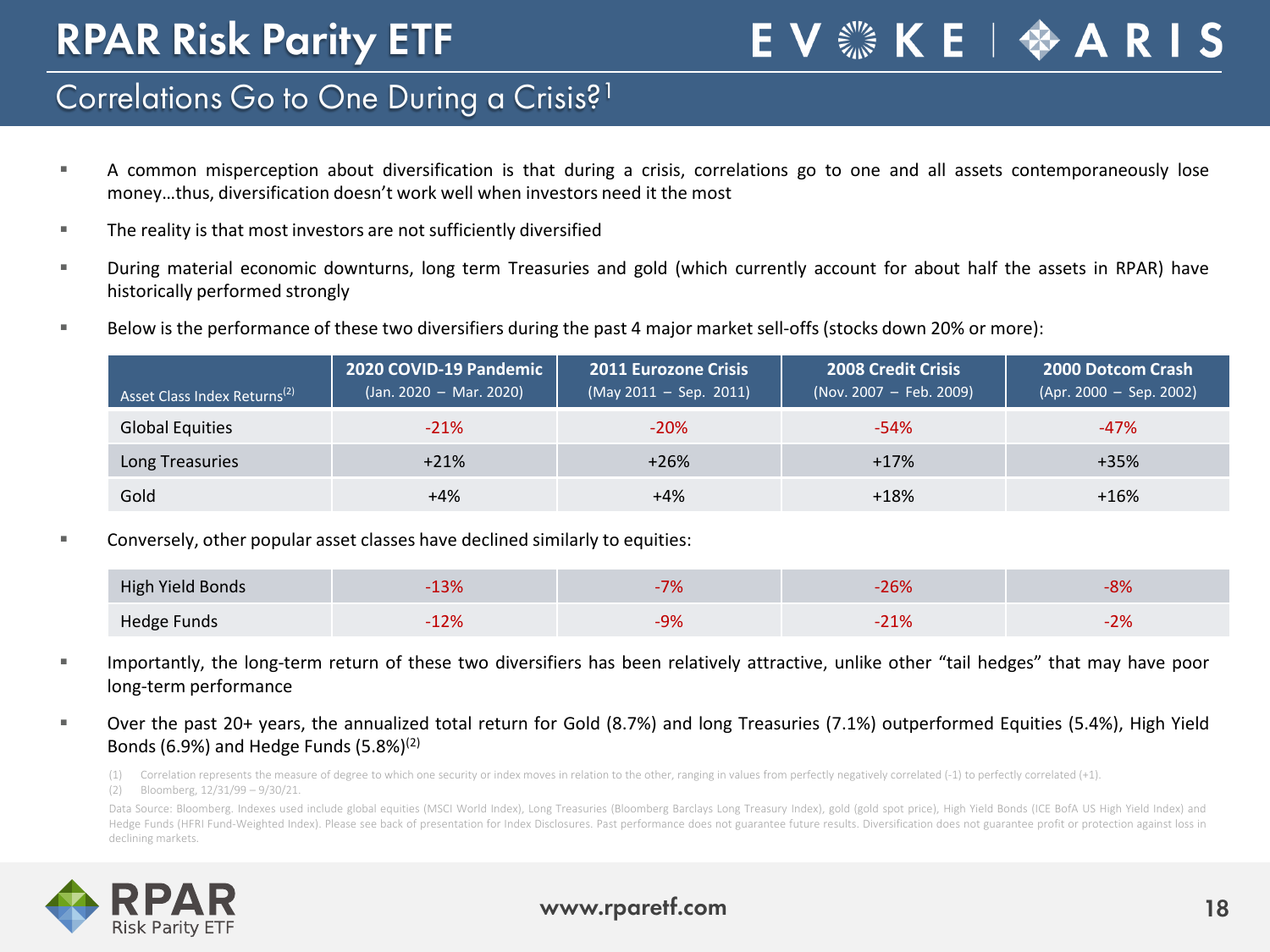# RPAR Risk Parity ETF

## Correlations Go to One During a Crisis?[1]

- A common misperception about diversification is that during a crisis, correlations go to one and all assets contemporaneously lose money…thus, diversification doesn't work well when investors need it the most
- The reality is that most investors are not sufficiently diversified
- During material economic downturns, long term Treasuries and gold (which currently account for about half the assets in RPAR) have historically performed strongly
- Below is the performance of these two diversifiers during the past 4 major market sell-offs (stocks down 20% or more):

| Asset Class Index Returns[2] | 2020 COVID-19 Pandemic (Jan. 2020 – Mar. 2020) | 2011 Eurozone Crisis (May 2011 – Sep. 2011) | 2008 Credit Crisis (Nov. 2007 – Feb. 2009) | 2000 Dotcom Crash (Apr. 2000 – Sep. 2002) |
|---|---|---|---|---|
| Global Equities | -21% | -20% | -54% | -47% |
| Long Treasuries | +21% | +26% | +17% | +35% |
| Gold | +4% | +4% | +18% | +16% |

- Conversely, other popular asset classes have declined similarly to equities:

| Asset Class Index Returns[2] | 2020 COVID-19 Pandemic (Jan. 2020 – Mar. 2020) | 2011 Eurozone Crisis (May 2011 – Sep. 2011) | 2008 Credit Crisis (Nov. 2007 – Feb. 2009) | 2000 Dotcom Crash (Apr. 2000 – Sep. 2002) |
|---|---|---|---|---|
| High Yield Bonds | -13% | -7% | -26% | -8% |
| Hedge Funds | -12% | -9% | -21% | -2% |

- Importantly, the long-term return of these two diversifiers has been relatively attractive, unlike other "tail hedges" that may have poor long-term performance
- Over the past 20+ years, the annualized total return for Gold (8.7%) and long Treasuries (7.1%) outperformed Equities (5.4%), High Yield Bonds (6.9%) and Hedge Funds (5.8%)[2]

(1) Correlation represents the measure of degree to which one security or index moves in relation to the other, ranging in values from perfectly negatively correlated (-1) to perfectly correlated (+1).
(2) Bloomberg, 12/31/99 – 9/30/21.

Data Source: Bloomberg. Indexes used include global equities (MSCI World Index), Long Treasuries (Bloomberg Barclays Long Treasury Index), gold (gold spot price), High Yield Bonds (ICE BofA US High Yield Index) and Hedge Funds (HFRI Fund-Weighted Index). Please see back of presentation for Index Disclosures. Past performance does not guarantee future results. Diversification does not guarantee profit or protection against loss in declining markets.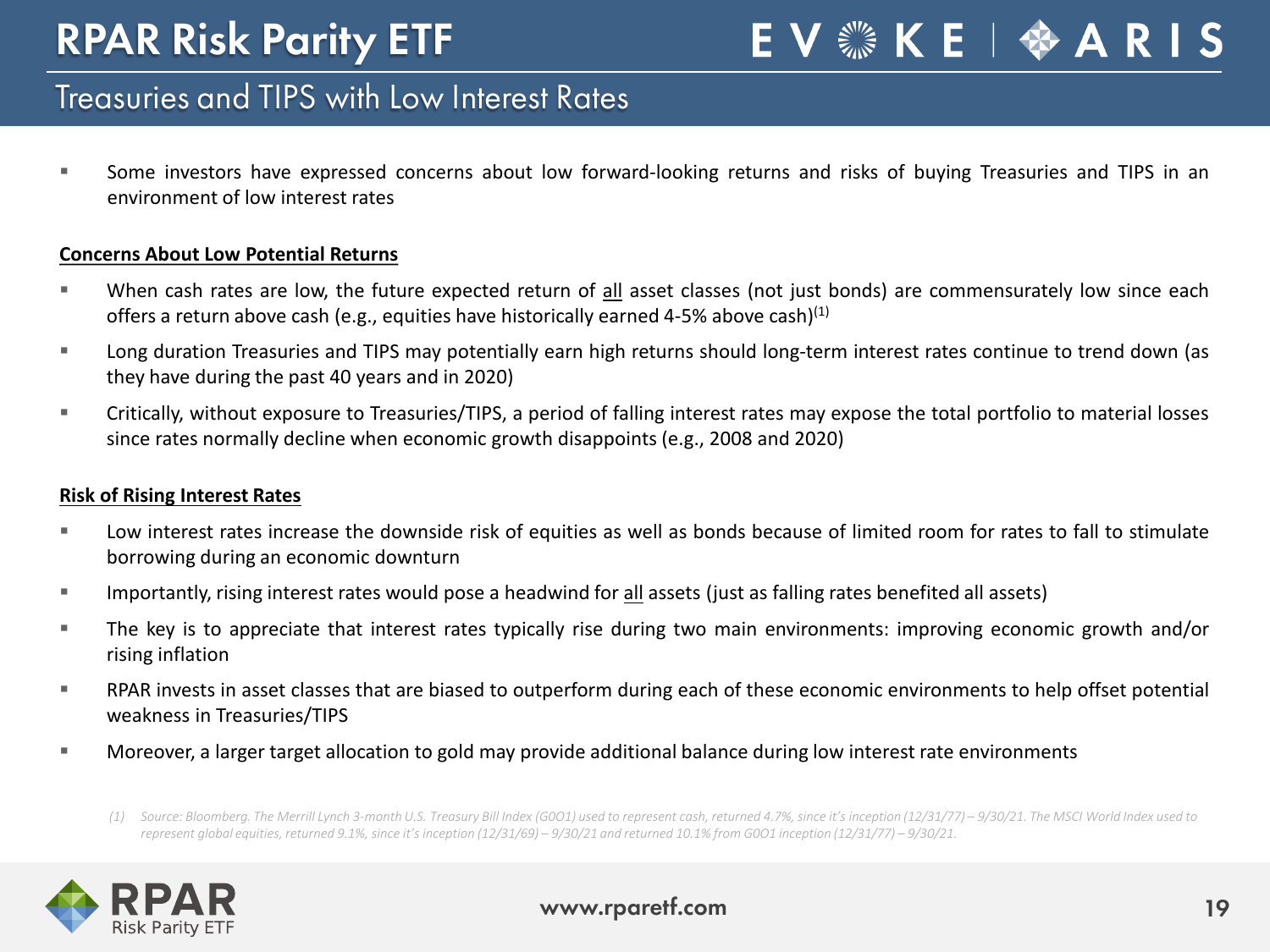# RPAR Risk Parity ETF

## Treasuries and TIPS with Low Interest Rates

- Some investors have expressed concerns about low forward-looking returns and risks of buying Treasuries and TIPS in an environment of low interest rates

**Concerns About Low Potential Returns**

- When cash rates are low, the future expected return of all asset classes (not just bonds) are commensurately low since each offers a return above cash (e.g., equities have historically earned 4-5% above cash)[1]
- Long duration Treasuries and TIPS may potentially earn high returns should long-term interest rates continue to trend down (as they have during the past 40 years and in 2020)
- Critically, without exposure to Treasuries/TIPS, a period of falling interest rates may expose the total portfolio to material losses since rates normally decline when economic growth disappoints (e.g., 2008 and 2020)

**Risk of Rising Interest Rates**

- Low interest rates increase the downside risk of equities as well as bonds because of limited room for rates to fall to stimulate borrowing during an economic downturn
- Importantly, rising interest rates would pose a headwind for all assets (just as falling rates benefited all assets)
- The key is to appreciate that interest rates typically rise during two main environments: improving economic growth and/or rising inflation
- RPAR invests in asset classes that are biased to outperform during each of these economic environments to help offset potential weakness in Treasuries/TIPS
- Moreover, a larger target allocation to gold may provide additional balance during low interest rate environments

*(1) Source: Bloomberg. The Merrill Lynch 3-month U.S. Treasury Bill Index (G0O1) used to represent cash, returned 4.7%, since it's inception (12/31/77) – 9/30/21. The MSCI World Index used to represent global equities, returned 9.1%, since it's inception (12/31/69) – 9/30/21 and returned 10.1% from G0O1 inception (12/31/77) – 9/30/21.*

www.rparetf.com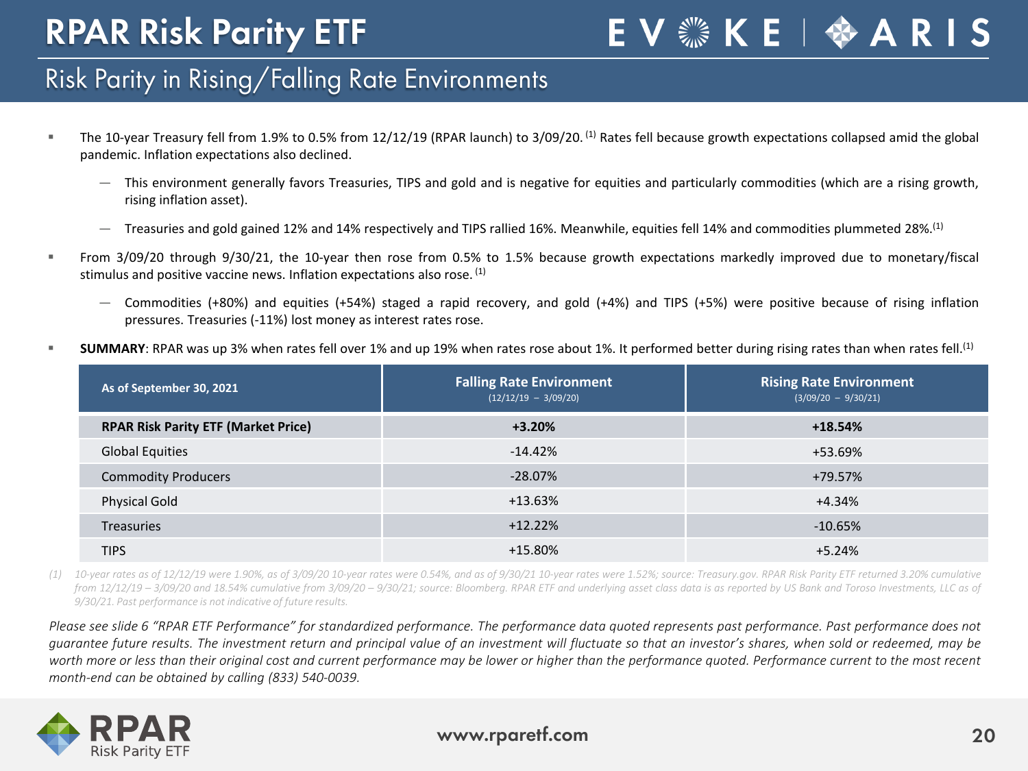# RPAR Risk Parity ETF

## Risk Parity in Rising/Falling Rate Environments

- The 10-year Treasury fell from 1.9% to 0.5% from 12/12/19 (RPAR launch) to 3/09/20.[1] Rates fell because growth expectations collapsed amid the global pandemic. Inflation expectations also declined.
  - This environment generally favors Treasuries, TIPS and gold and is negative for equities and particularly commodities (which are a rising growth, rising inflation asset).
  - Treasuries and gold gained 12% and 14% respectively and TIPS rallied 16%. Meanwhile, equities fell 14% and commodities plummeted 28%.[1]
- From 3/09/20 through 9/30/21, the 10-year then rose from 0.5% to 1.5% because growth expectations markedly improved due to monetary/fiscal stimulus and positive vaccine news. Inflation expectations also rose.[1]
  - Commodities (+80%) and equities (+54%) staged a rapid recovery, and gold (+4%) and TIPS (+5%) were positive because of rising inflation pressures. Treasuries (-11%) lost money as interest rates rose.
- **SUMMARY**: RPAR was up 3% when rates fell over 1% and up 19% when rates rose about 1%. It performed better during rising rates than when rates fell.[1]

| As of September 30, 2021 | Falling Rate Environment (12/12/19 – 3/09/20) | Rising Rate Environment (3/09/20 – 9/30/21) |
|---|---|---|
| **RPAR Risk Parity ETF (Market Price)** | **+3.20%** | **+18.54%** |
| Global Equities | -14.42% | +53.69% |
| Commodity Producers | -28.07% | +79.57% |
| Physical Gold | +13.63% | +4.34% |
| Treasuries | +12.22% | -10.65% |
| TIPS | +15.80% | +5.24% |

*(1) 10-year rates as of 12/12/19 were 1.90%, as of 3/09/20 10-year rates were 0.54%, and as of 9/30/21 10-year rates were 1.52%; source: Treasury.gov. RPAR Risk Parity ETF returned 3.20% cumulative from 12/12/19 – 3/09/20 and 18.54% cumulative from 3/09/20 – 9/30/21; source: Bloomberg. RPAR ETF and underlying asset class data is as reported by US Bank and Toroso Investments, LLC as of 9/30/21. Past performance is not indicative of future results.*

*Please see slide 6 "RPAR ETF Performance" for standardized performance. The performance data quoted represents past performance. Past performance does not guarantee future results. The investment return and principal value of an investment will fluctuate so that an investor's shares, when sold or redeemed, may be worth more or less than their original cost and current performance may be lower or higher than the performance quoted. Performance current to the most recent month-end can be obtained by calling (833) 540-0039.*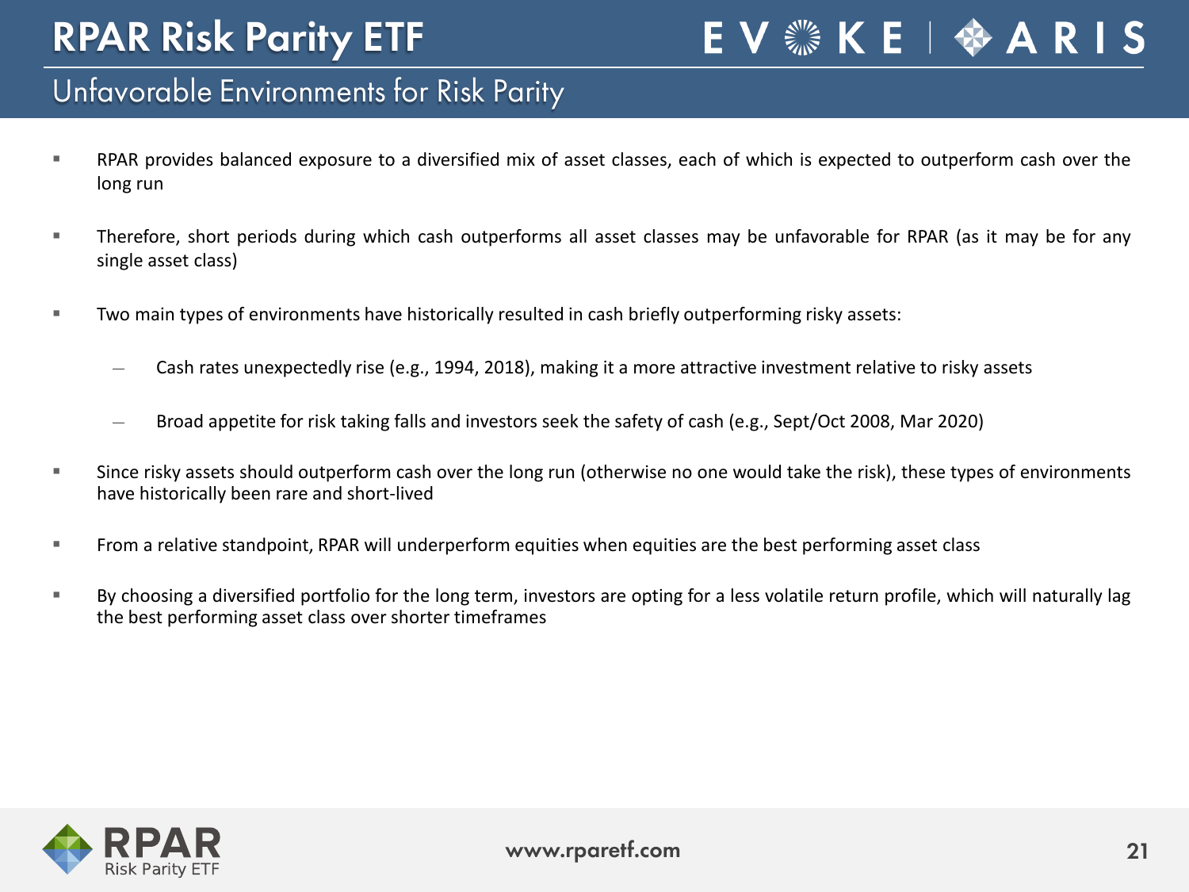# RPAR Risk Parity ETF

## Unfavorable Environments for Risk Parity

- RPAR provides balanced exposure to a diversified mix of asset classes, each of which is expected to outperform cash over the long run
- Therefore, short periods during which cash outperforms all asset classes may be unfavorable for RPAR (as it may be for any single asset class)
- Two main types of environments have historically resulted in cash briefly outperforming risky assets:
  - Cash rates unexpectedly rise (e.g., 1994, 2018), making it a more attractive investment relative to risky assets
  - Broad appetite for risk taking falls and investors seek the safety of cash (e.g., Sept/Oct 2008, Mar 2020)
- Since risky assets should outperform cash over the long run (otherwise no one would take the risk), these types of environments have historically been rare and short-lived
- From a relative standpoint, RPAR will underperform equities when equities are the best performing asset class
- By choosing a diversified portfolio for the long term, investors are opting for a less volatile return profile, which will naturally lag the best performing asset class over shorter timeframes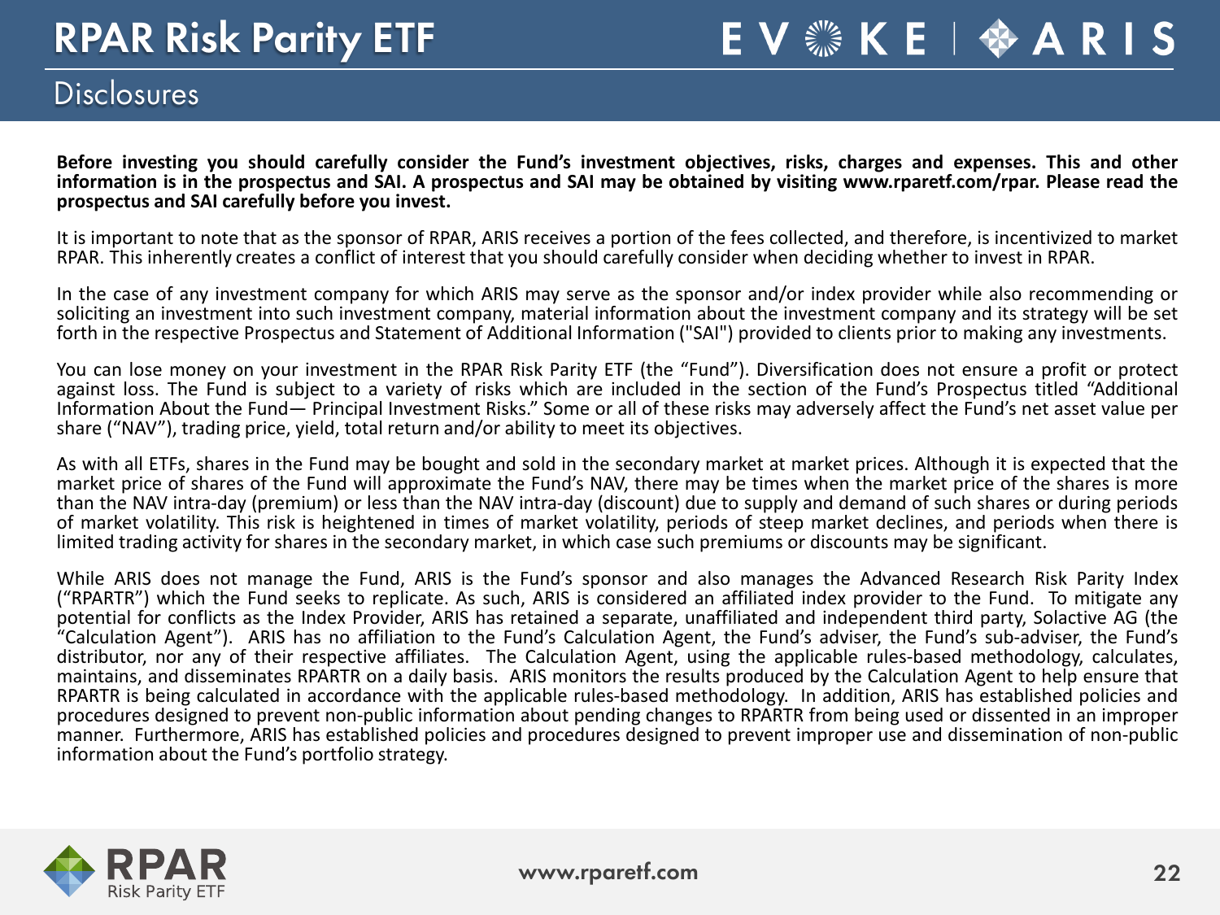# RPAR Risk Parity ETF

## Disclosures

**Before investing you should carefully consider the Fund's investment objectives, risks, charges and expenses. This and other information is in the prospectus and SAI. A prospectus and SAI may be obtained by visiting www.rparetf.com/rpar. Please read the prospectus and SAI carefully before you invest.**

It is important to note that as the sponsor of RPAR, ARIS receives a portion of the fees collected, and therefore, is incentivized to market RPAR. This inherently creates a conflict of interest that you should carefully consider when deciding whether to invest in RPAR.

In the case of any investment company for which ARIS may serve as the sponsor and/or index provider while also recommending or soliciting an investment into such investment company, material information about the investment company and its strategy will be set forth in the respective Prospectus and Statement of Additional Information ("SAI") provided to clients prior to making any investments.

You can lose money on your investment in the RPAR Risk Parity ETF (the "Fund"). Diversification does not ensure a profit or protect against loss. The Fund is subject to a variety of risks which are included in the section of the Fund's Prospectus titled "Additional Information About the Fund— Principal Investment Risks." Some or all of these risks may adversely affect the Fund's net asset value per share ("NAV"), trading price, yield, total return and/or ability to meet its objectives.

As with all ETFs, shares in the Fund may be bought and sold in the secondary market at market prices. Although it is expected that the market price of shares of the Fund will approximate the Fund's NAV, there may be times when the market price of the shares is more than the NAV intra-day (premium) or less than the NAV intra-day (discount) due to supply and demand of such shares or during periods of market volatility. This risk is heightened in times of market volatility, periods of steep market declines, and periods when there is limited trading activity for shares in the secondary market, in which case such premiums or discounts may be significant.

While ARIS does not manage the Fund, ARIS is the Fund's sponsor and also manages the Advanced Research Risk Parity Index ("RPARTR") which the Fund seeks to replicate. As such, ARIS is considered an affiliated index provider to the Fund. To mitigate any potential for conflicts as the Index Provider, ARIS has retained a separate, unaffiliated and independent third party, Solactive AG (the "Calculation Agent"). ARIS has no affiliation to the Fund's Calculation Agent, the Fund's adviser, the Fund's sub-adviser, the Fund's distributor, nor any of their respective affiliates. The Calculation Agent, using the applicable rules-based methodology, calculates, maintains, and disseminates RPARTR on a daily basis. ARIS monitors the results produced by the Calculation Agent to help ensure that RPARTR is being calculated in accordance with the applicable rules-based methodology. In addition, ARIS has established policies and procedures designed to prevent non-public information about pending changes to RPARTR from being used or dissented in an improper manner. Furthermore, ARIS has established policies and procedures designed to prevent improper use and dissemination of non-public information about the Fund's portfolio strategy.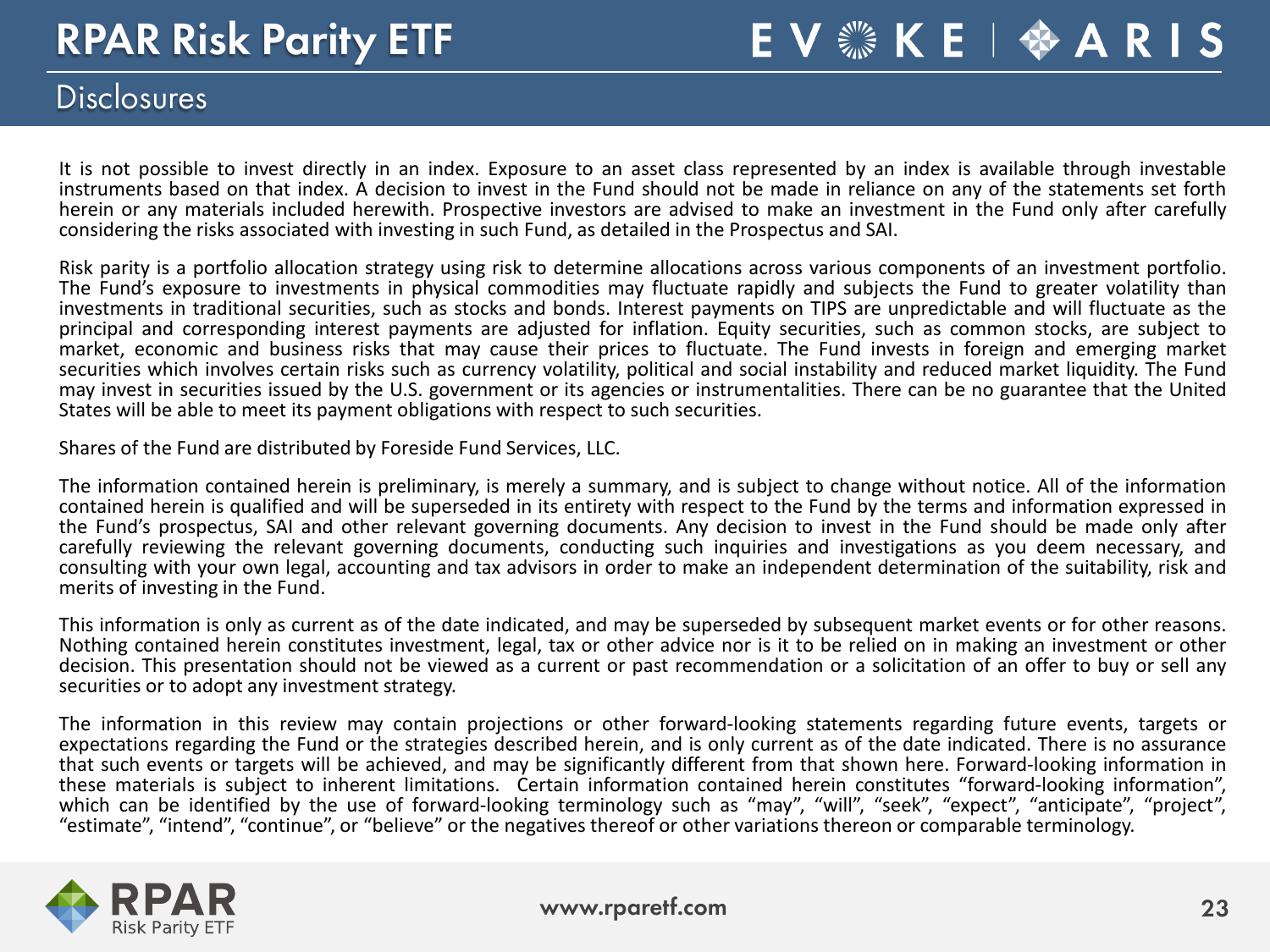# RPAR Risk Parity ETF

## Disclosures

It is not possible to invest directly in an index. Exposure to an asset class represented by an index is available through investable instruments based on that index. A decision to invest in the Fund should not be made in reliance on any of the statements set forth herein or any materials included herewith. Prospective investors are advised to make an investment in the Fund only after carefully considering the risks associated with investing in such Fund, as detailed in the Prospectus and SAI.

Risk parity is a portfolio allocation strategy using risk to determine allocations across various components of an investment portfolio. The Fund's exposure to investments in physical commodities may fluctuate rapidly and subjects the Fund to greater volatility than investments in traditional securities, such as stocks and bonds. Interest payments on TIPS are unpredictable and will fluctuate as the principal and corresponding interest payments are adjusted for inflation. Equity securities, such as common stocks, are subject to market, economic and business risks that may cause their prices to fluctuate. The Fund invests in foreign and emerging market securities which involves certain risks such as currency volatility, political and social instability and reduced market liquidity. The Fund may invest in securities issued by the U.S. government or its agencies or instrumentalities. There can be no guarantee that the United States will be able to meet its payment obligations with respect to such securities.

Shares of the Fund are distributed by Foreside Fund Services, LLC.

The information contained herein is preliminary, is merely a summary, and is subject to change without notice. All of the information contained herein is qualified and will be superseded in its entirety with respect to the Fund by the terms and information expressed in the Fund's prospectus, SAI and other relevant governing documents. Any decision to invest in the Fund should be made only after carefully reviewing the relevant governing documents, conducting such inquiries and investigations as you deem necessary, and consulting with your own legal, accounting and tax advisors in order to make an independent determination of the suitability, risk and merits of investing in the Fund.

This information is only as current as of the date indicated, and may be superseded by subsequent market events or for other reasons. Nothing contained herein constitutes investment, legal, tax or other advice nor is it to be relied on in making an investment or other decision. This presentation should not be viewed as a current or past recommendation or a solicitation of an offer to buy or sell any securities or to adopt any investment strategy.

The information in this review may contain projections or other forward-looking statements regarding future events, targets or expectations regarding the Fund or the strategies described herein, and is only current as of the date indicated. There is no assurance that such events or targets will be achieved, and may be significantly different from that shown here. Forward-looking information in these materials is subject to inherent limitations. Certain information contained herein constitutes "forward-looking information", which can be identified by the use of forward-looking terminology such as "may", "will", "seek", "expect", "anticipate", "project", "estimate", "intend", "continue", or "believe" or the negatives thereof or other variations thereon or comparable terminology.

www.rparetf.com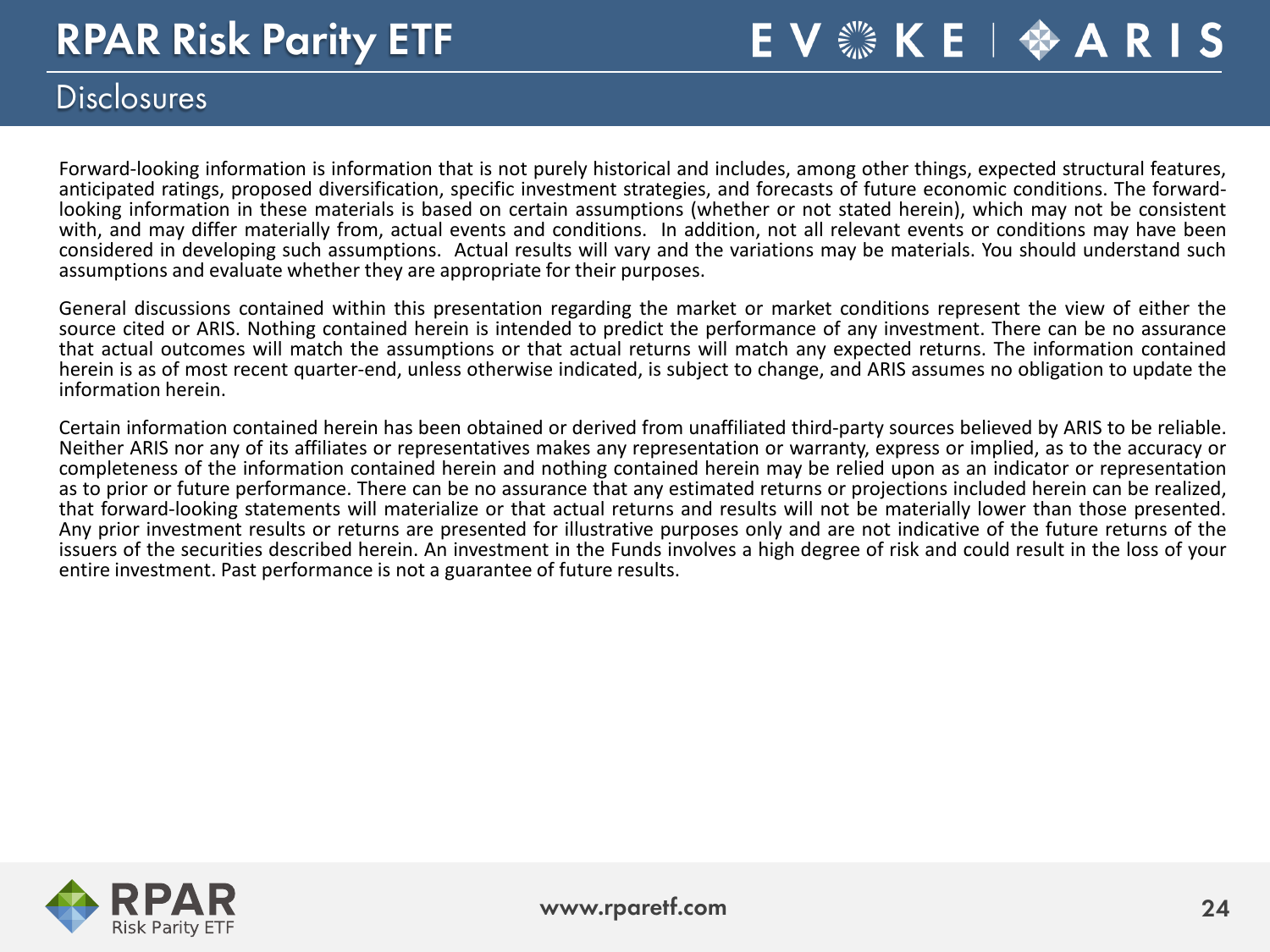# RPAR Risk Parity ETF

## Disclosures

Forward-looking information is information that is not purely historical and includes, among other things, expected structural features, anticipated ratings, proposed diversification, specific investment strategies, and forecasts of future economic conditions. The forward-looking information in these materials is based on certain assumptions (whether or not stated herein), which may not be consistent with, and may differ materially from, actual events and conditions. In addition, not all relevant events or conditions may have been considered in developing such assumptions. Actual results will vary and the variations may be materials. You should understand such assumptions and evaluate whether they are appropriate for their purposes.

General discussions contained within this presentation regarding the market or market conditions represent the view of either the source cited or ARIS. Nothing contained herein is intended to predict the performance of any investment. There can be no assurance that actual outcomes will match the assumptions or that actual returns will match any expected returns. The information contained herein is as of most recent quarter-end, unless otherwise indicated, is subject to change, and ARIS assumes no obligation to update the information herein.

Certain information contained herein has been obtained or derived from unaffiliated third-party sources believed by ARIS to be reliable. Neither ARIS nor any of its affiliates or representatives makes any representation or warranty, express or implied, as to the accuracy or completeness of the information contained herein and nothing contained herein may be relied upon as an indicator or representation as to prior or future performance. There can be no assurance that any estimated returns or projections included herein can be realized, that forward-looking statements will materialize or that actual returns and results will not be materially lower than those presented. Any prior investment results or returns are presented for illustrative purposes only and are not indicative of the future returns of the issuers of the securities described herein. An investment in the Funds involves a high degree of risk and could result in the loss of your entire investment. Past performance is not a guarantee of future results.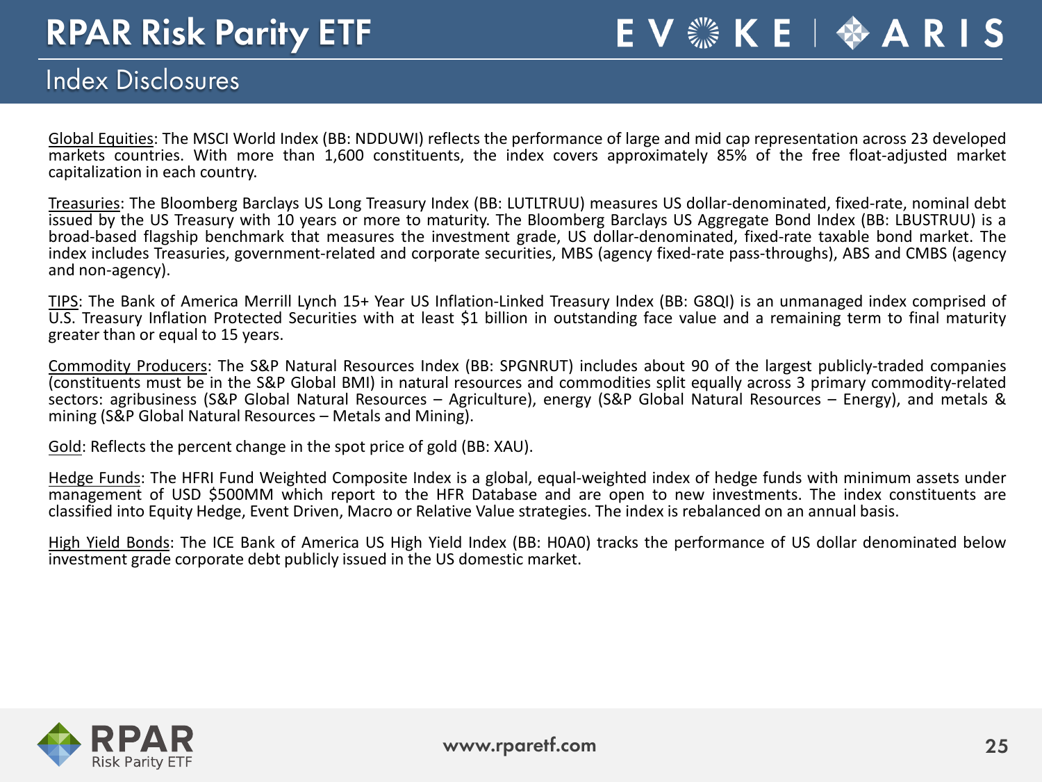# RPAR Risk Parity ETF

## Index Disclosures

Global Equities: The MSCI World Index (BB: NDDUWI) reflects the performance of large and mid cap representation across 23 developed markets countries. With more than 1,600 constituents, the index covers approximately 85% of the free float-adjusted market capitalization in each country.

Treasuries: The Bloomberg Barclays US Long Treasury Index (BB: LUTLTRUU) measures US dollar-denominated, fixed-rate, nominal debt issued by the US Treasury with 10 years or more to maturity. The Bloomberg Barclays US Aggregate Bond Index (BB: LBUSTRUU) is a broad-based flagship benchmark that measures the investment grade, US dollar-denominated, fixed-rate taxable bond market. The index includes Treasuries, government-related and corporate securities, MBS (agency fixed-rate pass-throughs), ABS and CMBS (agency and non-agency).

TIPS: The Bank of America Merrill Lynch 15+ Year US Inflation-Linked Treasury Index (BB: G8QI) is an unmanaged index comprised of U.S. Treasury Inflation Protected Securities with at least $1 billion in outstanding face value and a remaining term to final maturity greater than or equal to 15 years.

Commodity Producers: The S&P Natural Resources Index (BB: SPGNRUT) includes about 90 of the largest publicly-traded companies (constituents must be in the S&P Global BMI) in natural resources and commodities split equally across 3 primary commodity-related sectors: agribusiness (S&P Global Natural Resources – Agriculture), energy (S&P Global Natural Resources – Energy), and metals & mining (S&P Global Natural Resources – Metals and Mining).

Gold: Reflects the percent change in the spot price of gold (BB: XAU).

Hedge Funds: The HFRI Fund Weighted Composite Index is a global, equal-weighted index of hedge funds with minimum assets under management of USD $500MM which report to the HFR Database and are open to new investments. The index constituents are classified into Equity Hedge, Event Driven, Macro or Relative Value strategies. The index is rebalanced on an annual basis.

High Yield Bonds: The ICE Bank of America US High Yield Index (BB: H0A0) tracks the performance of US dollar denominated below investment grade corporate debt publicly issued in the US domestic market.

www.rparetf.com